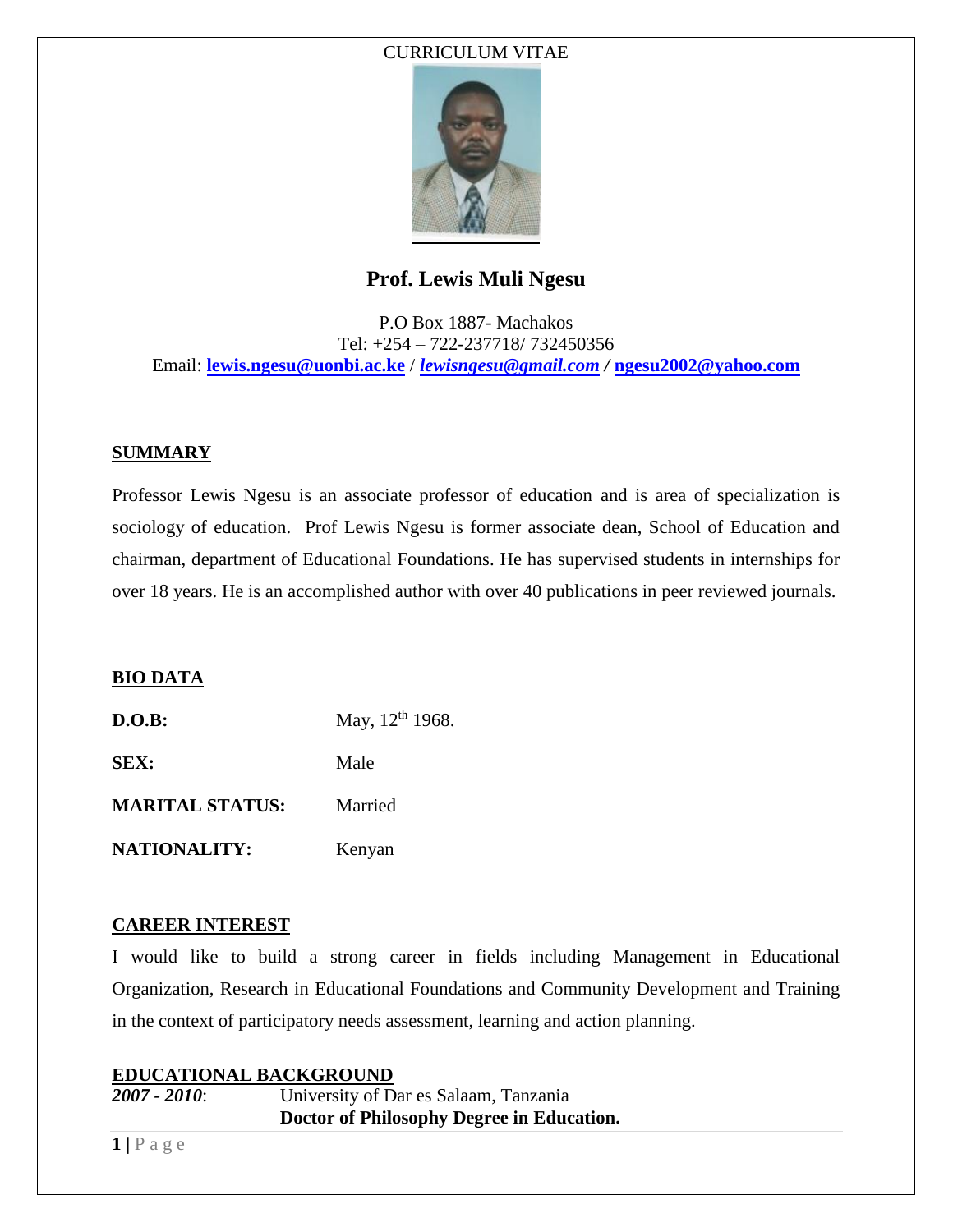CURRICULUM VITAE

# Prof. Lewis Muli Ngesu

P.O Box 1887- Machakos
Tel: +254 – 722-237718/ 732450356
Email: **lewis.ngesu@uonbi.ac.ke** / ***lewisngesu@gmail.com*** / **ngesu2002@yahoo.com**

## SUMMARY

Professor Lewis Ngesu is an associate professor of education and is area of specialization is sociology of education. Prof Lewis Ngesu is former associate dean, School of Education and chairman, department of Educational Foundations. He has supervised students in internships for over 18 years. He is an accomplished author with over 40 publications in peer reviewed journals.

## BIO DATA

| | |
|---|---|
| **D.O.B:** | May, 12th 1968. |
| **SEX:** | Male |
| **MARITAL STATUS:** | Married |
| **NATIONALITY:** | Kenyan |

## CAREER INTEREST

I would like to build a strong career in fields including Management in Educational Organization, Research in Educational Foundations and Community Development and Training in the context of participatory needs assessment, learning and action planning.

## EDUCATIONAL BACKGROUND

***2007 - 2010***: University of Dar es Salaam, Tanzania
**Doctor of Philosophy Degree in Education.**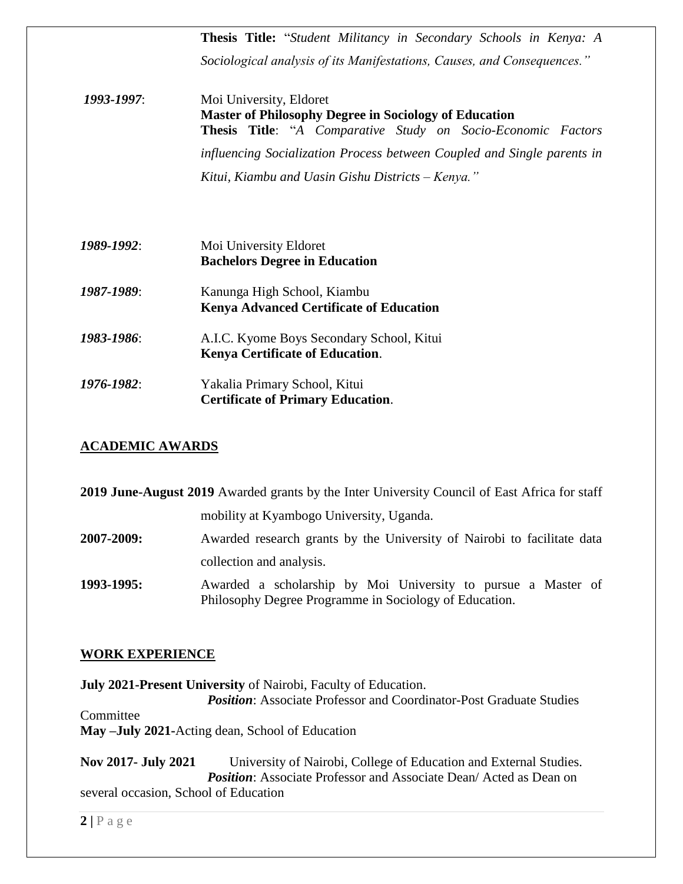**Thesis Title:** "*Student Militancy in Secondary Schools in Kenya: A Sociological analysis of its Manifestations, Causes, and Consequences.*"

*1993-1997*: Moi University, Eldoret
**Master of Philosophy Degree in Sociology of Education**
**Thesis Title**: "*A Comparative Study on Socio-Economic Factors influencing Socialization Process between Coupled and Single parents in Kitui, Kiambu and Uasin Gishu Districts – Kenya.*"

*1989-1992*: Moi University Eldoret
**Bachelors Degree in Education**

*1987-1989*: Kanunga High School, Kiambu
**Kenya Advanced Certificate of Education**

*1983-1986*: A.I.C. Kyome Boys Secondary School, Kitui
**Kenya Certificate of Education**.

*1976-1982*: Yakalia Primary School, Kitui
**Certificate of Primary Education**.

## ACADEMIC AWARDS

**2019 June-August 2019** Awarded grants by the Inter University Council of East Africa for staff mobility at Kyambogo University, Uganda.

**2007-2009:** Awarded research grants by the University of Nairobi to facilitate data collection and analysis.

**1993-1995:** Awarded a scholarship by Moi University to pursue a Master of Philosophy Degree Programme in Sociology of Education.

## WORK EXPERIENCE

**July 2021-Present University** of Nairobi, Faculty of Education.
***Position***: Associate Professor and Coordinator-Post Graduate Studies Committee
**May –July 2021-**Acting dean, School of Education

**Nov 2017- July 2021** University of Nairobi, College of Education and External Studies.
***Position***: Associate Professor and Associate Dean/ Acted as Dean on several occasion, School of Education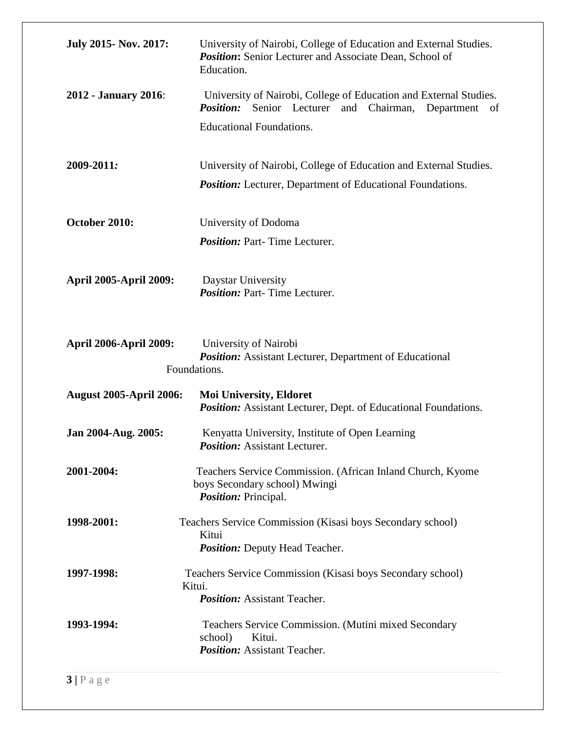**July 2015- Nov. 2017:** University of Nairobi, College of Education and External Studies.
***Position*:** Senior Lecturer and Associate Dean, School of Education.

**2012 - January 2016**: University of Nairobi, College of Education and External Studies.
***Position:*** Senior Lecturer and Chairman, Department of Educational Foundations.

**2009-2011*:*** University of Nairobi, College of Education and External Studies.
***Position:*** Lecturer, Department of Educational Foundations.

**October 2010:** University of Dodoma
***Position:*** Part- Time Lecturer.

**April 2005-April 2009:** Daystar University
***Position:*** Part- Time Lecturer.

**April 2006-April 2009:** University of Nairobi
***Position:*** Assistant Lecturer, Department of Educational Foundations.

**August 2005-April 2006:** **Moi University, Eldoret**
***Position:*** Assistant Lecturer, Dept. of Educational Foundations.

**Jan 2004-Aug. 2005:** Kenyatta University, Institute of Open Learning
***Position:*** Assistant Lecturer.

**2001-2004:** Teachers Service Commission. (African Inland Church, Kyome boys Secondary school) Mwingi
***Position:*** Principal.

**1998-2001:** Teachers Service Commission (Kisasi boys Secondary school) Kitui
***Position:*** Deputy Head Teacher.

**1997-1998:** Teachers Service Commission (Kisasi boys Secondary school) Kitui.
***Position:*** Assistant Teacher.

**1993-1994:** Teachers Service Commission. (Mutini mixed Secondary school) Kitui.
***Position:*** Assistant Teacher.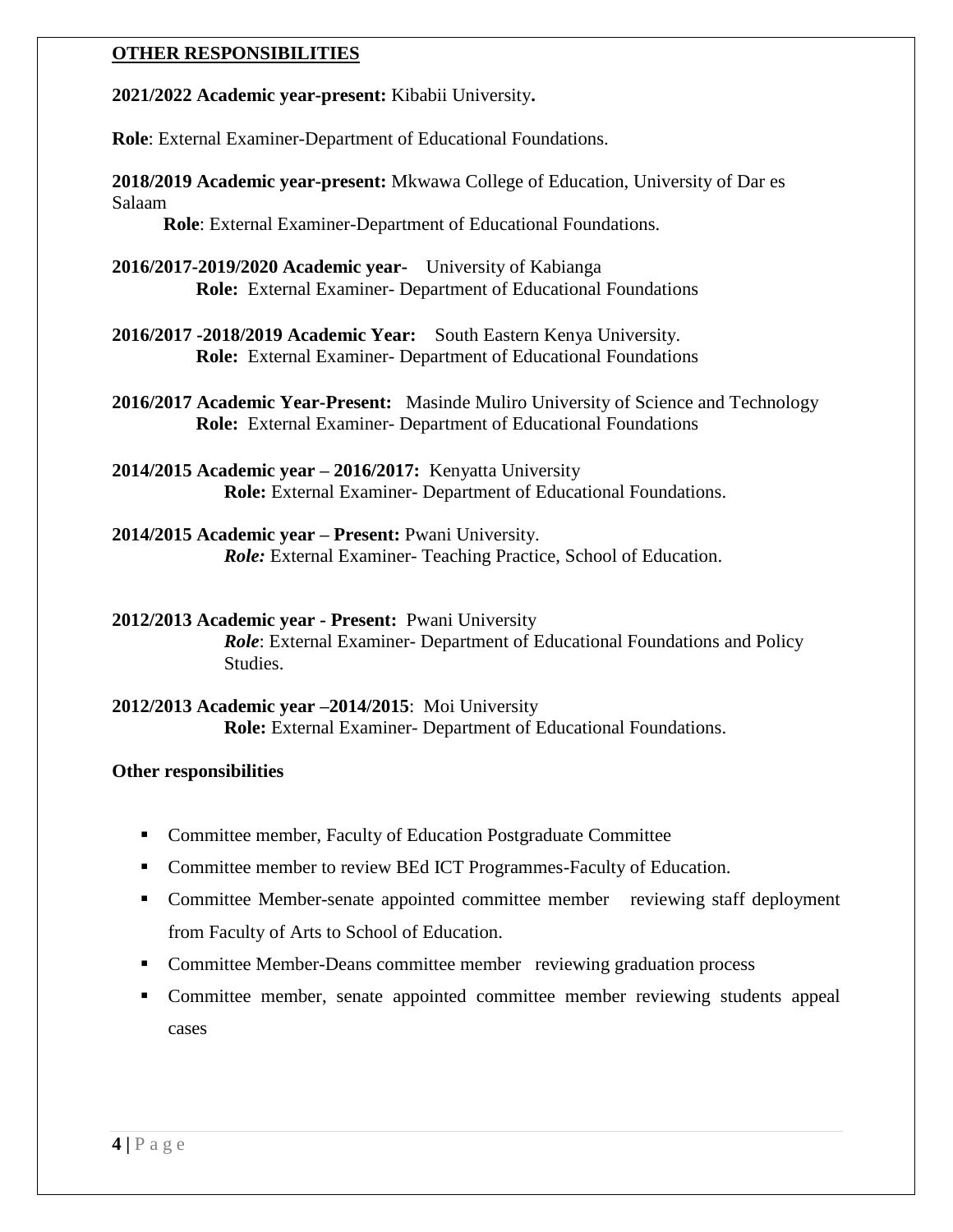## OTHER RESPONSIBILITIES

**2021/2022 Academic year-present:** Kibabii University**.**

**Role**: External Examiner-Department of Educational Foundations.

**2018/2019 Academic year-present:** Mkwawa College of Education, University of Dar es Salaam

**Role**: External Examiner-Department of Educational Foundations.

**2016/2017-2019/2020 Academic year-** University of Kabianga

**Role:** External Examiner- Department of Educational Foundations

**2016/2017 -2018/2019 Academic Year:** South Eastern Kenya University.

**Role:** External Examiner- Department of Educational Foundations

**2016/2017 Academic Year-Present:** Masinde Muliro University of Science and Technology

**Role:** External Examiner- Department of Educational Foundations

**2014/2015 Academic year – 2016/2017:** Kenyatta University

**Role:** External Examiner- Department of Educational Foundations.

**2014/2015 Academic year – Present:** Pwani University.

***Role:*** External Examiner- Teaching Practice, School of Education.

**2012/2013 Academic year - Present:** Pwani University

***Role***: External Examiner- Department of Educational Foundations and Policy Studies.

**2012/2013 Academic year –2014/2015**: Moi University

**Role:** External Examiner- Department of Educational Foundations.

**Other responsibilities**

- Committee member, Faculty of Education Postgraduate Committee
- Committee member to review BEd ICT Programmes-Faculty of Education.
- Committee Member-senate appointed committee member reviewing staff deployment from Faculty of Arts to School of Education.
- Committee Member-Deans committee member reviewing graduation process
- Committee member, senate appointed committee member reviewing students appeal cases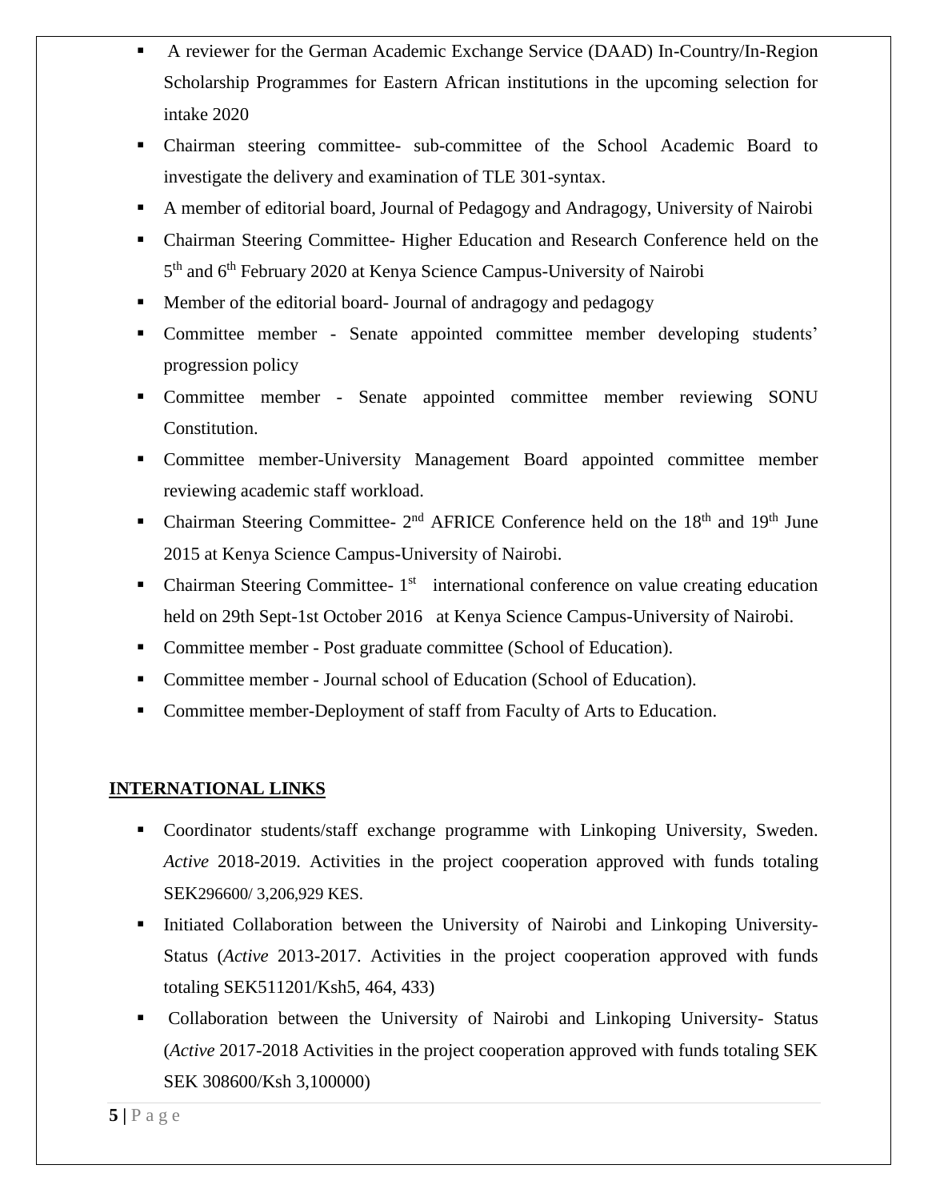- A reviewer for the German Academic Exchange Service (DAAD) In-Country/In-Region Scholarship Programmes for Eastern African institutions in the upcoming selection for intake 2020
- Chairman steering committee- sub-committee of the School Academic Board to investigate the delivery and examination of TLE 301-syntax.
- A member of editorial board, Journal of Pedagogy and Andragogy, University of Nairobi
- Chairman Steering Committee- Higher Education and Research Conference held on the 5th and 6th February 2020 at Kenya Science Campus-University of Nairobi
- Member of the editorial board- Journal of andragogy and pedagogy
- Committee member - Senate appointed committee member developing students' progression policy
- Committee member - Senate appointed committee member reviewing SONU Constitution.
- Committee member-University Management Board appointed committee member reviewing academic staff workload.
- Chairman Steering Committee- 2nd AFRICE Conference held on the 18th and 19th June 2015 at Kenya Science Campus-University of Nairobi.
- Chairman Steering Committee- 1st international conference on value creating education held on 29th Sept-1st October 2016 at Kenya Science Campus-University of Nairobi.
- Committee member - Post graduate committee (School of Education).
- Committee member - Journal school of Education (School of Education).
- Committee member-Deployment of staff from Faculty of Arts to Education.

## INTERNATIONAL LINKS

- Coordinator students/staff exchange programme with Linkoping University, Sweden. *Active* 2018-2019. Activities in the project cooperation approved with funds totaling SEK296600/ 3,206,929 KES.
- Initiated Collaboration between the University of Nairobi and Linkoping University- Status (*Active* 2013-2017. Activities in the project cooperation approved with funds totaling SEK511201/Ksh5, 464, 433)
- Collaboration between the University of Nairobi and Linkoping University- Status (*Active* 2017-2018 Activities in the project cooperation approved with funds totaling SEK SEK 308600/Ksh 3,100000)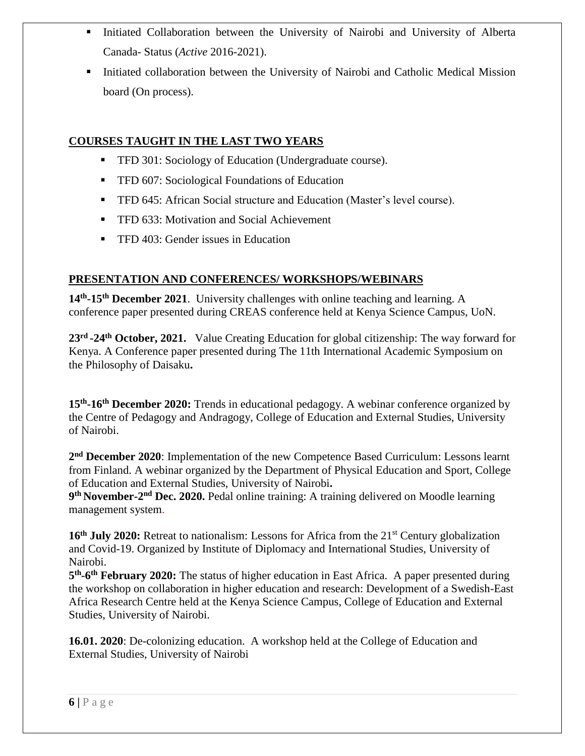- Initiated Collaboration between the University of Nairobi and University of Alberta Canada- Status (*Active* 2016-2021).
- Initiated collaboration between the University of Nairobi and Catholic Medical Mission board (On process).

## COURSES TAUGHT IN THE LAST TWO YEARS

- TFD 301: Sociology of Education (Undergraduate course).
- TFD 607: Sociological Foundations of Education
- TFD 645: African Social structure and Education (Master's level course).
- TFD 633: Motivation and Social Achievement
- TFD 403: Gender issues in Education

## PRESENTATION AND CONFERENCES/ WORKSHOPS/WEBINARS

**14th-15th December 2021**. University challenges with online teaching and learning. A conference paper presented during CREAS conference held at Kenya Science Campus, UoN.

**23rd -24th October, 2021.** Value Creating Education for global citizenship: The way forward for Kenya. A Conference paper presented during The 11th International Academic Symposium on the Philosophy of Daisaku**.**

**15th-16th December 2020:** Trends in educational pedagogy. A webinar conference organized by the Centre of Pedagogy and Andragogy, College of Education and External Studies, University of Nairobi.

**2nd December 2020**: Implementation of the new Competence Based Curriculum: Lessons learnt from Finland. A webinar organized by the Department of Physical Education and Sport, College of Education and External Studies, University of Nairobi**.**

**9th November-2nd Dec. 2020.** Pedal online training: A training delivered on Moodle learning management system.

**16th July 2020:** Retreat to nationalism: Lessons for Africa from the 21st Century globalization and Covid-19. Organized by Institute of Diplomacy and International Studies, University of Nairobi.

**5th-6th February 2020:** The status of higher education in East Africa. A paper presented during the workshop on collaboration in higher education and research: Development of a Swedish-East Africa Research Centre held at the Kenya Science Campus, College of Education and External Studies, University of Nairobi.

**16.01. 2020**: De-colonizing education. A workshop held at the College of Education and External Studies, University of Nairobi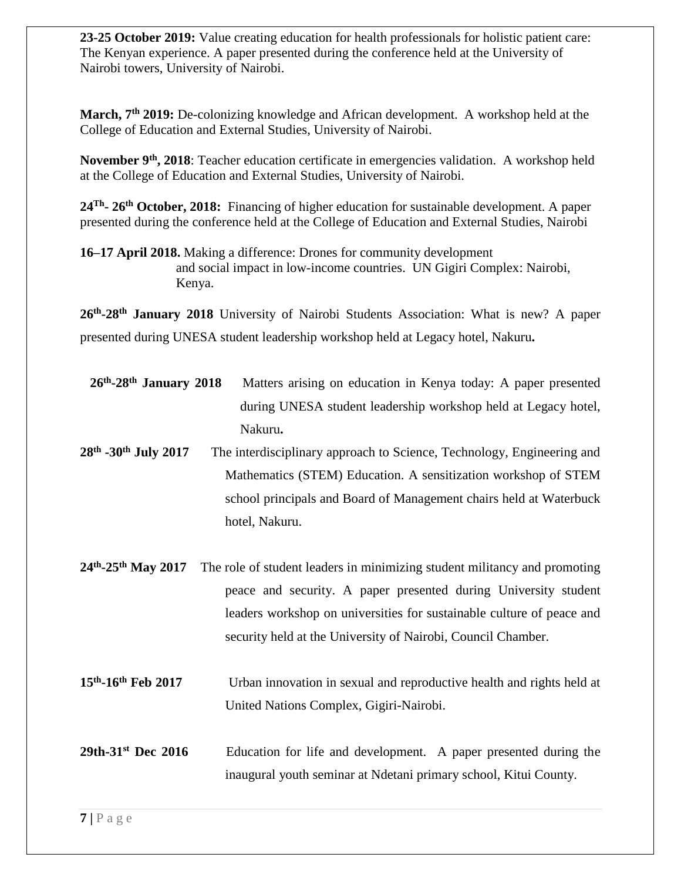**23-25 October 2019:** Value creating education for health professionals for holistic patient care: The Kenyan experience. A paper presented during the conference held at the University of Nairobi towers, University of Nairobi.

**March, 7th 2019:** De-colonizing knowledge and African development. A workshop held at the College of Education and External Studies, University of Nairobi.

**November 9th, 2018**: Teacher education certificate in emergencies validation. A workshop held at the College of Education and External Studies, University of Nairobi.

**24Th- 26th October, 2018:** Financing of higher education for sustainable development. A paper presented during the conference held at the College of Education and External Studies, Nairobi

**16–17 April 2018.** Making a difference: Drones for community development and social impact in low-income countries. UN Gigiri Complex: Nairobi, Kenya.

**26th-28th January 2018** University of Nairobi Students Association: What is new? A paper presented during UNESA student leadership workshop held at Legacy hotel, Nakuru**.**

**26th-28th January 2018** Matters arising on education in Kenya today: A paper presented during UNESA student leadership workshop held at Legacy hotel, Nakuru**.**

**28th -30th July 2017** The interdisciplinary approach to Science, Technology, Engineering and Mathematics (STEM) Education. A sensitization workshop of STEM school principals and Board of Management chairs held at Waterbuck hotel, Nakuru.

**24th-25th May 2017** The role of student leaders in minimizing student militancy and promoting peace and security. A paper presented during University student leaders workshop on universities for sustainable culture of peace and security held at the University of Nairobi, Council Chamber.

**15th-16th Feb 2017** Urban innovation in sexual and reproductive health and rights held at United Nations Complex, Gigiri-Nairobi.

**29th-31st Dec 2016** Education for life and development. A paper presented during the inaugural youth seminar at Ndetani primary school, Kitui County.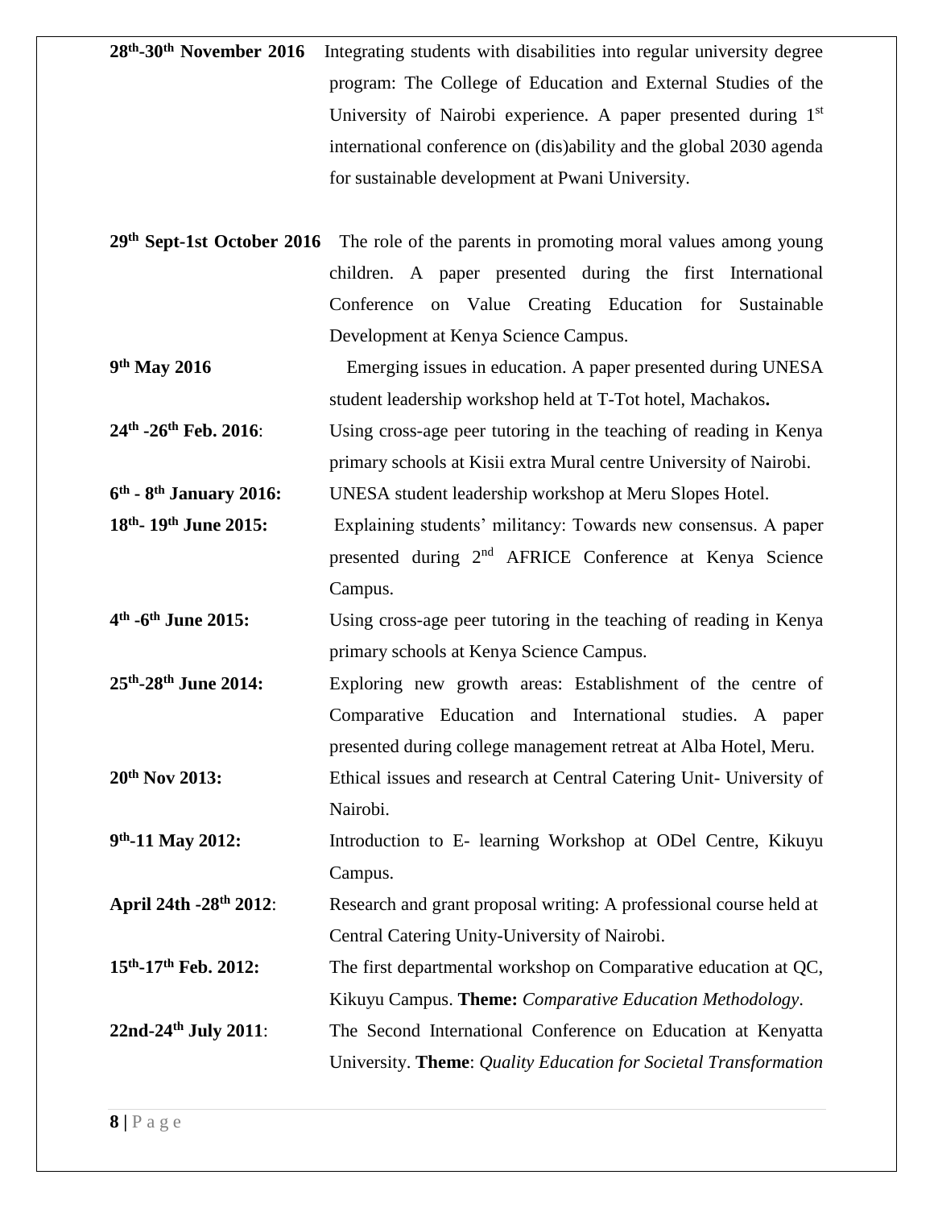**28th-30th November 2016** Integrating students with disabilities into regular university degree program: The College of Education and External Studies of the University of Nairobi experience. A paper presented during 1st international conference on (dis)ability and the global 2030 agenda for sustainable development at Pwani University.

**29th Sept-1st October 2016** The role of the parents in promoting moral values among young children. A paper presented during the first International Conference on Value Creating Education for Sustainable Development at Kenya Science Campus.

**9th May 2016** Emerging issues in education. A paper presented during UNESA student leadership workshop held at T-Tot hotel, Machakos**.**

**24th -26th Feb. 2016**: Using cross-age peer tutoring in the teaching of reading in Kenya primary schools at Kisii extra Mural centre University of Nairobi.

**6th - 8th January 2016:** UNESA student leadership workshop at Meru Slopes Hotel.

**18th- 19th June 2015:** Explaining students' militancy: Towards new consensus. A paper presented during 2nd AFRICE Conference at Kenya Science Campus.

**4th -6th June 2015:** Using cross-age peer tutoring in the teaching of reading in Kenya primary schools at Kenya Science Campus.

**25th-28th June 2014:** Exploring new growth areas: Establishment of the centre of Comparative Education and International studies. A paper presented during college management retreat at Alba Hotel, Meru.

**20th Nov 2013:** Ethical issues and research at Central Catering Unit- University of Nairobi.

**9th-11 May 2012:** Introduction to E- learning Workshop at ODel Centre, Kikuyu Campus.

**April 24th -28th 2012**: Research and grant proposal writing: A professional course held at Central Catering Unity-University of Nairobi.

**15th-17th Feb. 2012:** The first departmental workshop on Comparative education at QC, Kikuyu Campus. **Theme:** *Comparative Education Methodology*.

**22nd-24th July 2011**: The Second International Conference on Education at Kenyatta University. **Theme**: *Quality Education for Societal Transformation*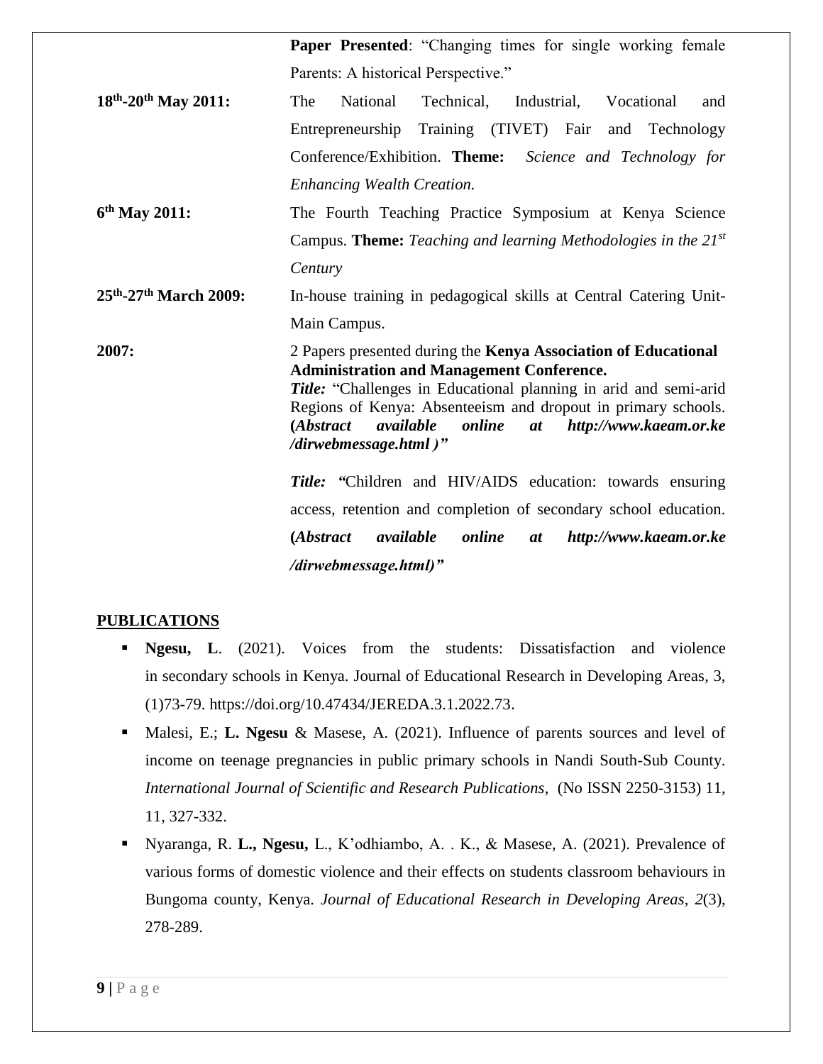| | |
|---|---|
| | **Paper Presented**: "Changing times for single working female Parents: A historical Perspective." |
| **18th-20th May 2011:** | The National Technical, Industrial, Vocational and Entrepreneurship Training (TIVET) Fair and Technology Conference/Exhibition. **Theme:** *Science and Technology for Enhancing Wealth Creation.* |
| **6th May 2011:** | The Fourth Teaching Practice Symposium at Kenya Science Campus. **Theme:** *Teaching and learning Methodologies in the 21st Century* |
| **25th-27th March 2009:** | In-house training in pedagogical skills at Central Catering Unit-Main Campus. |
| **2007:** | 2 Papers presented during the **Kenya Association of Educational Administration and Management Conference.** ***Title:*** "Challenges in Educational planning in arid and semi-arid Regions of Kenya: Absenteeism and dropout in primary schools. **(*Abstract available online at http://www.kaeam.or.ke /dirwebmessage.html )"*** ***Title:*** **"**Children and HIV/AIDS education: towards ensuring access, retention and completion of secondary school education. **(*Abstract available online at http://www.kaeam.or.ke /dirwebmessage.html)"*** |

## PUBLICATIONS

- **Ngesu, L**. (2021). Voices from the students: Dissatisfaction and violence in secondary schools in Kenya. Journal of Educational Research in Developing Areas, 3, (1)73-79. https://doi.org/10.47434/JEREDA.3.1.2022.73.
- Malesi, E.; **L. Ngesu** & Masese, A. (2021). Influence of parents sources and level of income on teenage pregnancies in public primary schools in Nandi South-Sub County. *International Journal of Scientific and Research Publications*, (No ISSN 2250-3153) 11, 11, 327-332.
- Nyaranga, R. **L., Ngesu,** L., K'odhiambo, A. . K., & Masese, A. (2021). Prevalence of various forms of domestic violence and their effects on students classroom behaviours in Bungoma county, Kenya. *Journal of Educational Research in Developing Areas*, *2*(3), 278-289.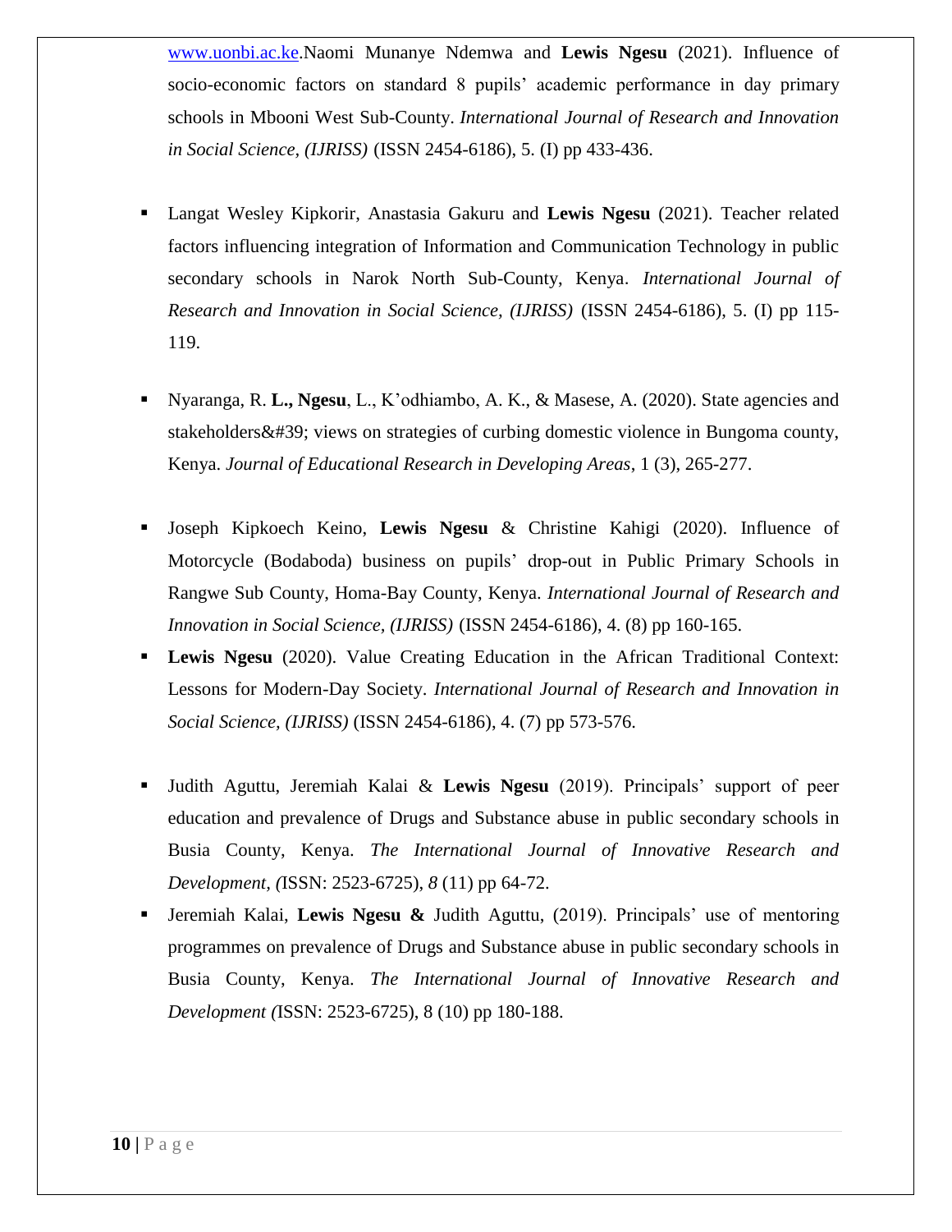www.uonbi.ac.ke.Naomi Munanye Ndemwa and **Lewis Ngesu** (2021). Influence of socio-economic factors on standard 8 pupils' academic performance in day primary schools in Mbooni West Sub-County. *International Journal of Research and Innovation in Social Science, (IJRISS)* (ISSN 2454-6186), 5. (I) pp 433-436.

- Langat Wesley Kipkorir, Anastasia Gakuru and **Lewis Ngesu** (2021). Teacher related factors influencing integration of Information and Communication Technology in public secondary schools in Narok North Sub-County, Kenya. *International Journal of Research and Innovation in Social Science, (IJRISS)* (ISSN 2454-6186), 5. (I) pp 115-119.
- Nyaranga, R. **L., Ngesu**, L., K'odhiambo, A. K., & Masese, A. (2020). State agencies and stakeholders&#39; views on strategies of curbing domestic violence in Bungoma county, Kenya. *Journal of Educational Research in Developing Areas*, 1 (3), 265-277.
- Joseph Kipkoech Keino, **Lewis Ngesu** & Christine Kahigi (2020). Influence of Motorcycle (Bodaboda) business on pupils' drop-out in Public Primary Schools in Rangwe Sub County, Homa-Bay County, Kenya. *International Journal of Research and Innovation in Social Science, (IJRISS)* (ISSN 2454-6186), 4. (8) pp 160-165.
- **Lewis Ngesu** (2020). Value Creating Education in the African Traditional Context: Lessons for Modern-Day Society. *International Journal of Research and Innovation in Social Science, (IJRISS)* (ISSN 2454-6186), 4. (7) pp 573-576.
- Judith Aguttu, Jeremiah Kalai & **Lewis Ngesu** (2019). Principals' support of peer education and prevalence of Drugs and Substance abuse in public secondary schools in Busia County, Kenya. *The International Journal of Innovative Research and Development, (*ISSN: 2523-6725), *8* (11) pp 64-72.
- Jeremiah Kalai, **Lewis Ngesu &** Judith Aguttu, (2019). Principals' use of mentoring programmes on prevalence of Drugs and Substance abuse in public secondary schools in Busia County, Kenya. *The International Journal of Innovative Research and Development (*ISSN: 2523-6725), 8 (10) pp 180-188.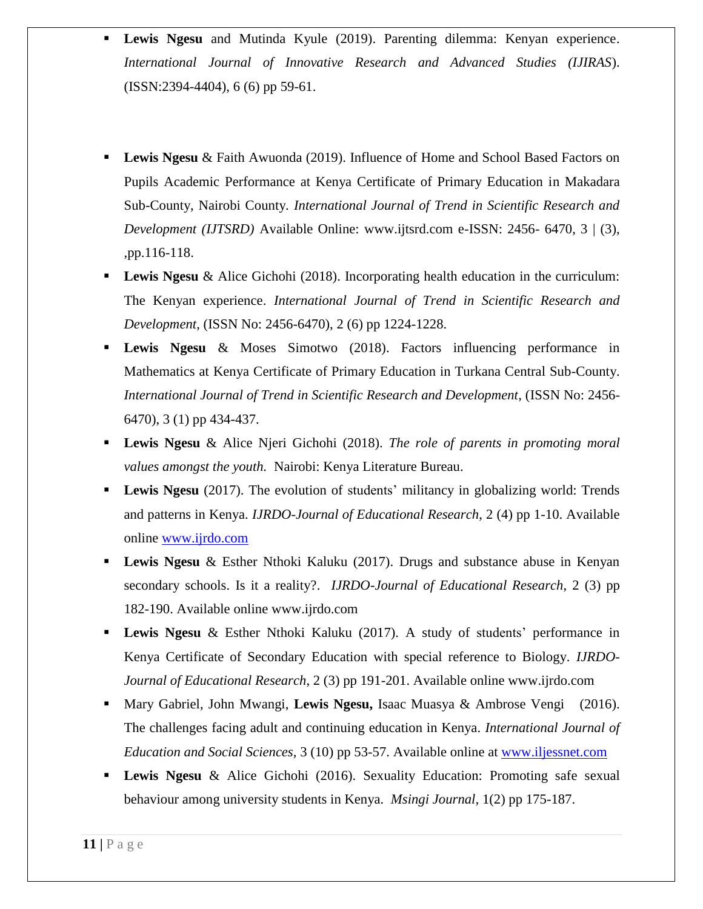- **Lewis Ngesu** and Mutinda Kyule (2019). Parenting dilemma: Kenyan experience. *International Journal of Innovative Research and Advanced Studies (IJIRAS*). (ISSN:2394-4404), 6 (6) pp 59-61.

- **Lewis Ngesu** & Faith Awuonda (2019). Influence of Home and School Based Factors on Pupils Academic Performance at Kenya Certificate of Primary Education in Makadara Sub-County, Nairobi County. *International Journal of Trend in Scientific Research and Development (IJTSRD)* Available Online: www.ijtsrd.com e-ISSN: 2456- 6470, 3 | (3), ,pp.116-118.
- **Lewis Ngesu** & Alice Gichohi (2018). Incorporating health education in the curriculum: The Kenyan experience. *International Journal of Trend in Scientific Research and Development*, (ISSN No: 2456-6470), 2 (6) pp 1224-1228.
- **Lewis Ngesu** & Moses Simotwo (2018). Factors influencing performance in Mathematics at Kenya Certificate of Primary Education in Turkana Central Sub-County. *International Journal of Trend in Scientific Research and Development*, (ISSN No: 2456-6470), 3 (1) pp 434-437.
- **Lewis Ngesu** & Alice Njeri Gichohi (2018). *The role of parents in promoting moral values amongst the youth.* Nairobi: Kenya Literature Bureau.
- **Lewis Ngesu** (2017). The evolution of students' militancy in globalizing world: Trends and patterns in Kenya. *IJRDO-Journal of Educational Research*, 2 (4) pp 1-10. Available online [www.ijrdo.com](www.ijrdo.com)
- **Lewis Ngesu** & Esther Nthoki Kaluku (2017). Drugs and substance abuse in Kenyan secondary schools. Is it a reality?. *IJRDO-Journal of Educational Research*, 2 (3) pp 182-190. Available online www.ijrdo.com
- **Lewis Ngesu** & Esther Nthoki Kaluku (2017). A study of students' performance in Kenya Certificate of Secondary Education with special reference to Biology. *IJRDO-Journal of Educational Research*, 2 (3) pp 191-201. Available online www.ijrdo.com
- Mary Gabriel, John Mwangi, **Lewis Ngesu,** Isaac Muasya & Ambrose Vengi (2016). The challenges facing adult and continuing education in Kenya. *International Journal of Education and Social Sciences*, 3 (10) pp 53-57. Available online at [www.iljessnet.com](www.iljessnet.com)
- **Lewis Ngesu** & Alice Gichohi (2016). Sexuality Education: Promoting safe sexual behaviour among university students in Kenya. *Msingi Journal,* 1(2) pp 175-187.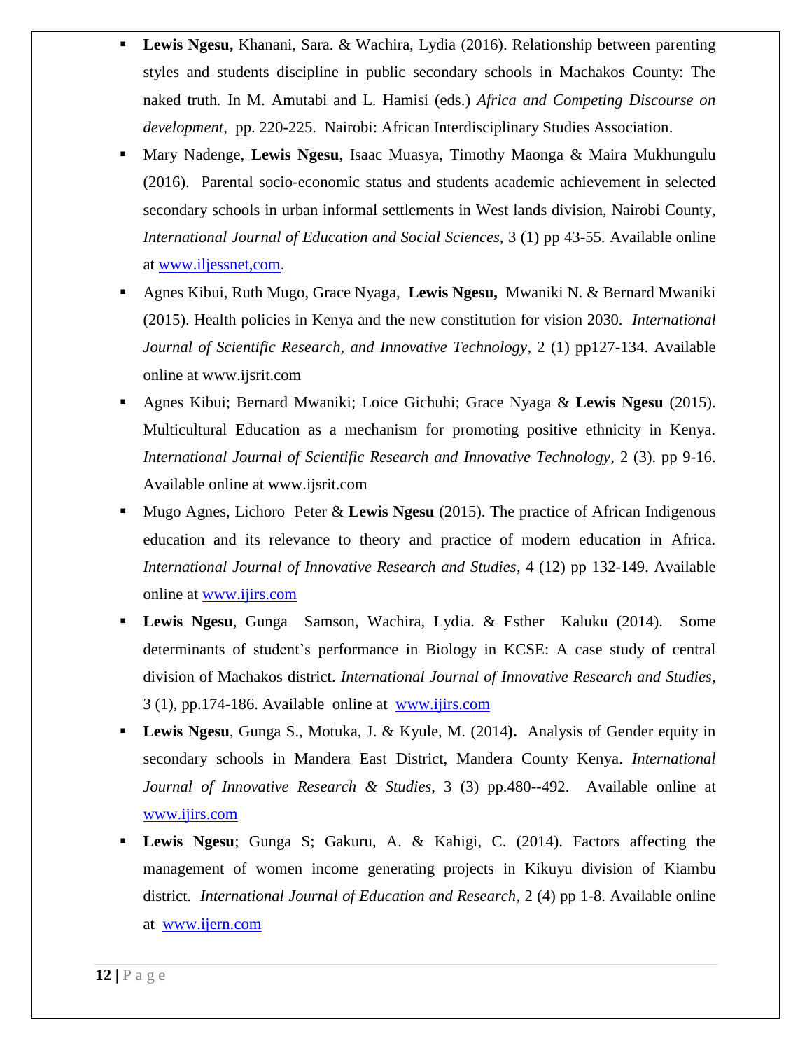- **Lewis Ngesu,** Khanani, Sara. & Wachira, Lydia (2016). Relationship between parenting styles and students discipline in public secondary schools in Machakos County: The naked truth*.* In M. Amutabi and L. Hamisi (eds.) *Africa and Competing Discourse on development*, pp. 220-225. Nairobi: African Interdisciplinary Studies Association.
- Mary Nadenge, **Lewis Ngesu**, Isaac Muasya, Timothy Maonga & Maira Mukhungulu (2016). Parental socio-economic status and students academic achievement in selected secondary schools in urban informal settlements in West lands division, Nairobi County, *International Journal of Education and Social Sciences*, 3 (1) pp 43-55. Available online at www.iljessnet,com.
- Agnes Kibui, Ruth Mugo, Grace Nyaga, **Lewis Ngesu,** Mwaniki N. & Bernard Mwaniki (2015). Health policies in Kenya and the new constitution for vision 2030. *International Journal of Scientific Research, and Innovative Technology*, 2 (1) pp127-134. Available online at www.ijsrit.com
- Agnes Kibui; Bernard Mwaniki; Loice Gichuhi; Grace Nyaga & **Lewis Ngesu** (2015). Multicultural Education as a mechanism for promoting positive ethnicity in Kenya. *International Journal of Scientific Research and Innovative Technology,* 2 (3). pp 9-16. Available online at www.ijsrit.com
- Mugo Agnes, Lichoro Peter & **Lewis Ngesu** (2015). The practice of African Indigenous education and its relevance to theory and practice of modern education in Africa. *International Journal of Innovative Research and Studies,* 4 (12) pp 132-149. Available online at www.ijirs.com
- **Lewis Ngesu**, Gunga Samson, Wachira, Lydia. & Esther Kaluku (2014). Some determinants of student's performance in Biology in KCSE: A case study of central division of Machakos district. *International Journal of Innovative Research and Studies,* 3 (1), pp.174-186. Available online at www.ijirs.com
- **Lewis Ngesu**, Gunga S., Motuka, J. & Kyule, M. (2014**).** Analysis of Gender equity in secondary schools in Mandera East District, Mandera County Kenya. *International Journal of Innovative Research & Studies,* 3 (3) pp.480--492. Available online at www.ijirs.com
- **Lewis Ngesu**; Gunga S; Gakuru, A. & Kahigi, C. (2014). Factors affecting the management of women income generating projects in Kikuyu division of Kiambu district. *International Journal of Education and Research*, 2 (4) pp 1-8. Available online at www.ijern.com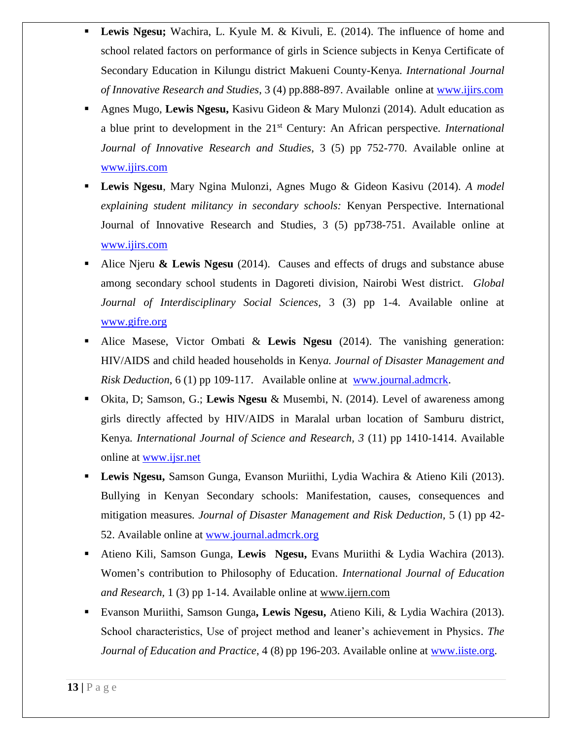- **Lewis Ngesu;** Wachira, L. Kyule M. & Kivuli, E. (2014). The influence of home and school related factors on performance of girls in Science subjects in Kenya Certificate of Secondary Education in Kilungu district Makueni County-Kenya. *International Journal of Innovative Research and Studies*, 3 (4) pp.888-897. Available online at www.ijirs.com
- Agnes Mugo, **Lewis Ngesu,** Kasivu Gideon & Mary Mulonzi (2014). Adult education as a blue print to development in the 21st Century: An African perspective. *International Journal of Innovative Research and Studies*, 3 (5) pp 752-770. Available online at www.ijirs.com
- **Lewis Ngesu**, Mary Ngina Mulonzi, Agnes Mugo & Gideon Kasivu (2014). *A model explaining student militancy in secondary schools:* Kenyan Perspective. International Journal of Innovative Research and Studies, 3 (5) pp738-751. Available online at www.ijirs.com
- Alice Njeru **& Lewis Ngesu** (2014). Causes and effects of drugs and substance abuse among secondary school students in Dagoreti division, Nairobi West district. *Global Journal of Interdisciplinary Social Sciences,* 3 (3) pp 1-4. Available online at www.gifre.org
- Alice Masese, Victor Ombati & **Lewis Ngesu** (2014). The vanishing generation: HIV/AIDS and child headed households in Kenya. *Journal of Disaster Management and Risk Deduction*, 6 (1) pp 109-117. Available online at www.journal.admcrk.
- Okita, D; Samson, G.; **Lewis Ngesu** & Musembi, N. (2014). Level of awareness among girls directly affected by HIV/AIDS in Maralal urban location of Samburu district, Kenya. *International Journal of Science and Research, 3* (11) pp 1410-1414. Available online at www.ijsr.net
- **Lewis Ngesu,** Samson Gunga, Evanson Muriithi, Lydia Wachira & Atieno Kili (2013). Bullying in Kenyan Secondary schools: Manifestation, causes, consequences and mitigation measures. *Journal of Disaster Management and Risk Deduction*, 5 (1) pp 42-52. Available online at www.journal.admcrk.org
- Atieno Kili, Samson Gunga, **Lewis Ngesu,** Evans Muriithi & Lydia Wachira (2013). Women's contribution to Philosophy of Education. *International Journal of Education and Research*, 1 (3) pp 1-14. Available online at www.ijern.com
- Evanson Muriithi, Samson Gunga**, Lewis Ngesu,** Atieno Kili, & Lydia Wachira (2013). School characteristics, Use of project method and leaner's achievement in Physics. *The Journal of Education and Practice*, 4 (8) pp 196-203. Available online at www.iiste.org.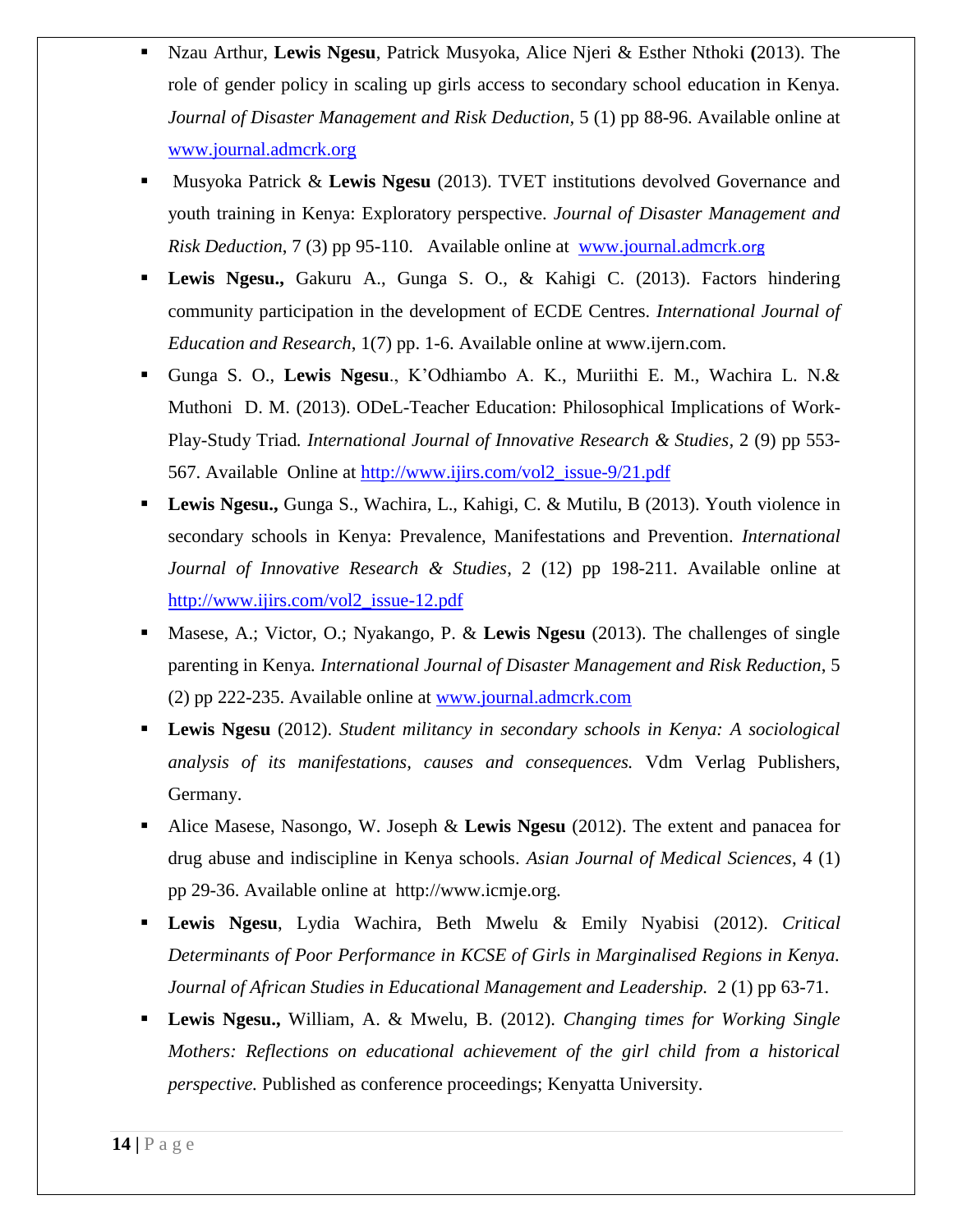- Nzau Arthur, **Lewis Ngesu**, Patrick Musyoka, Alice Njeri & Esther Nthoki **(**2013). The role of gender policy in scaling up girls access to secondary school education in Kenya. *Journal of Disaster Management and Risk Deduction*, 5 (1) pp 88-96. Available online at www.journal.admcrk.org
- Musyoka Patrick & **Lewis Ngesu** (2013). TVET institutions devolved Governance and youth training in Kenya: Exploratory perspective. *Journal of Disaster Management and Risk Deduction*, 7 (3) pp 95-110. Available online at www.journal.admcrk.org
- **Lewis Ngesu.,** Gakuru A., Gunga S. O., & Kahigi C. (2013). Factors hindering community participation in the development of ECDE Centres. *International Journal of Education and Research*, 1(7) pp. 1-6. Available online at www.ijern.com.
- Gunga S. O., **Lewis Ngesu**., K'Odhiambo A. K., Muriithi E. M., Wachira L. N.& Muthoni D. M. (2013). ODeL-Teacher Education: Philosophical Implications of Work-Play-Study Triad*. International Journal of Innovative Research & Studies*, 2 (9) pp 553-567. Available Online at http://www.ijirs.com/vol2_issue-9/21.pdf
- **Lewis Ngesu.,** Gunga S., Wachira, L., Kahigi, C. & Mutilu, B (2013). Youth violence in secondary schools in Kenya: Prevalence, Manifestations and Prevention. *International Journal of Innovative Research & Studies*, 2 (12) pp 198-211. Available online at http://www.ijirs.com/vol2_issue-12.pdf
- Masese, A.; Victor, O.; Nyakango, P. & **Lewis Ngesu** (2013). The challenges of single parenting in Kenya*. International Journal of Disaster Management and Risk Reduction*, 5 (2) pp 222-235. Available online at www.journal.admcrk.com
- **Lewis Ngesu** (2012). *Student militancy in secondary schools in Kenya: A sociological analysis of its manifestations, causes and consequences.* Vdm Verlag Publishers, Germany.
- Alice Masese, Nasongo, W. Joseph & **Lewis Ngesu** (2012). The extent and panacea for drug abuse and indiscipline in Kenya schools. *Asian Journal of Medical Sciences*, 4 (1) pp 29-36. Available online at http://www.icmje.org.
- **Lewis Ngesu**, Lydia Wachira, Beth Mwelu & Emily Nyabisi (2012). *Critical Determinants of Poor Performance in KCSE of Girls in Marginalised Regions in Kenya. Journal of African Studies in Educational Management and Leadership.* 2 (1) pp 63-71.
- **Lewis Ngesu.,** William, A. & Mwelu, B. (2012). *Changing times for Working Single Mothers: Reflections on educational achievement of the girl child from a historical perspective.* Published as conference proceedings; Kenyatta University.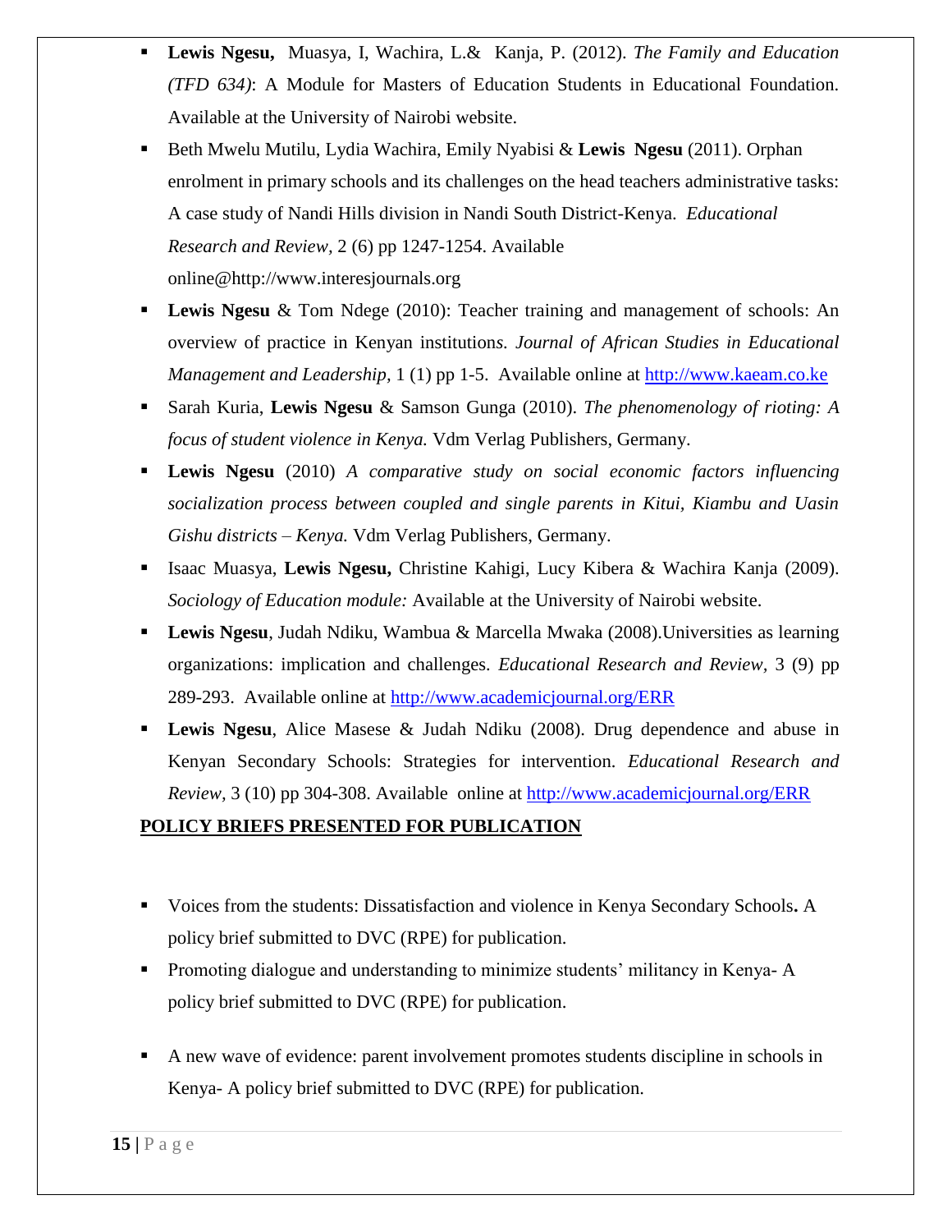- **Lewis Ngesu,** Muasya, I, Wachira, L.& Kanja, P. (2012). *The Family and Education (TFD 634)*: A Module for Masters of Education Students in Educational Foundation. Available at the University of Nairobi website.
- Beth Mwelu Mutilu, Lydia Wachira, Emily Nyabisi & **Lewis Ngesu** (2011). Orphan enrolment in primary schools and its challenges on the head teachers administrative tasks: A case study of Nandi Hills division in Nandi South District-Kenya. *Educational Research and Review,* 2 (6) pp 1247-1254. Available online@http://www.interesjournals.org
- **Lewis Ngesu** & Tom Ndege (2010): Teacher training and management of schools: An overview of practice in Kenyan institutions*. Journal of African Studies in Educational Management and Leadership,* 1 (1) pp 1-5. Available online at http://www.kaeam.co.ke
- Sarah Kuria, **Lewis Ngesu** & Samson Gunga (2010). *The phenomenology of rioting: A focus of student violence in Kenya.* Vdm Verlag Publishers, Germany.
- **Lewis Ngesu** (2010) *A comparative study on social economic factors influencing socialization process between coupled and single parents in Kitui, Kiambu and Uasin Gishu districts – Kenya.* Vdm Verlag Publishers, Germany.
- Isaac Muasya, **Lewis Ngesu,** Christine Kahigi, Lucy Kibera & Wachira Kanja (2009). *Sociology of Education module:* Available at the University of Nairobi website.
- **Lewis Ngesu**, Judah Ndiku, Wambua & Marcella Mwaka (2008).Universities as learning organizations: implication and challenges. *Educational Research and Review,* 3 (9) pp 289-293. Available online at http://www.academicjournal.org/ERR
- **Lewis Ngesu**, Alice Masese & Judah Ndiku (2008). Drug dependence and abuse in Kenyan Secondary Schools: Strategies for intervention. *Educational Research and Review,* 3 (10) pp 304-308. Available online at http://www.academicjournal.org/ERR

**POLICY BRIEFS PRESENTED FOR PUBLICATION**

- Voices from the students: Dissatisfaction and violence in Kenya Secondary Schools**.** A policy brief submitted to DVC (RPE) for publication.
- Promoting dialogue and understanding to minimize students' militancy in Kenya- A policy brief submitted to DVC (RPE) for publication.
- A new wave of evidence: parent involvement promotes students discipline in schools in Kenya- A policy brief submitted to DVC (RPE) for publication.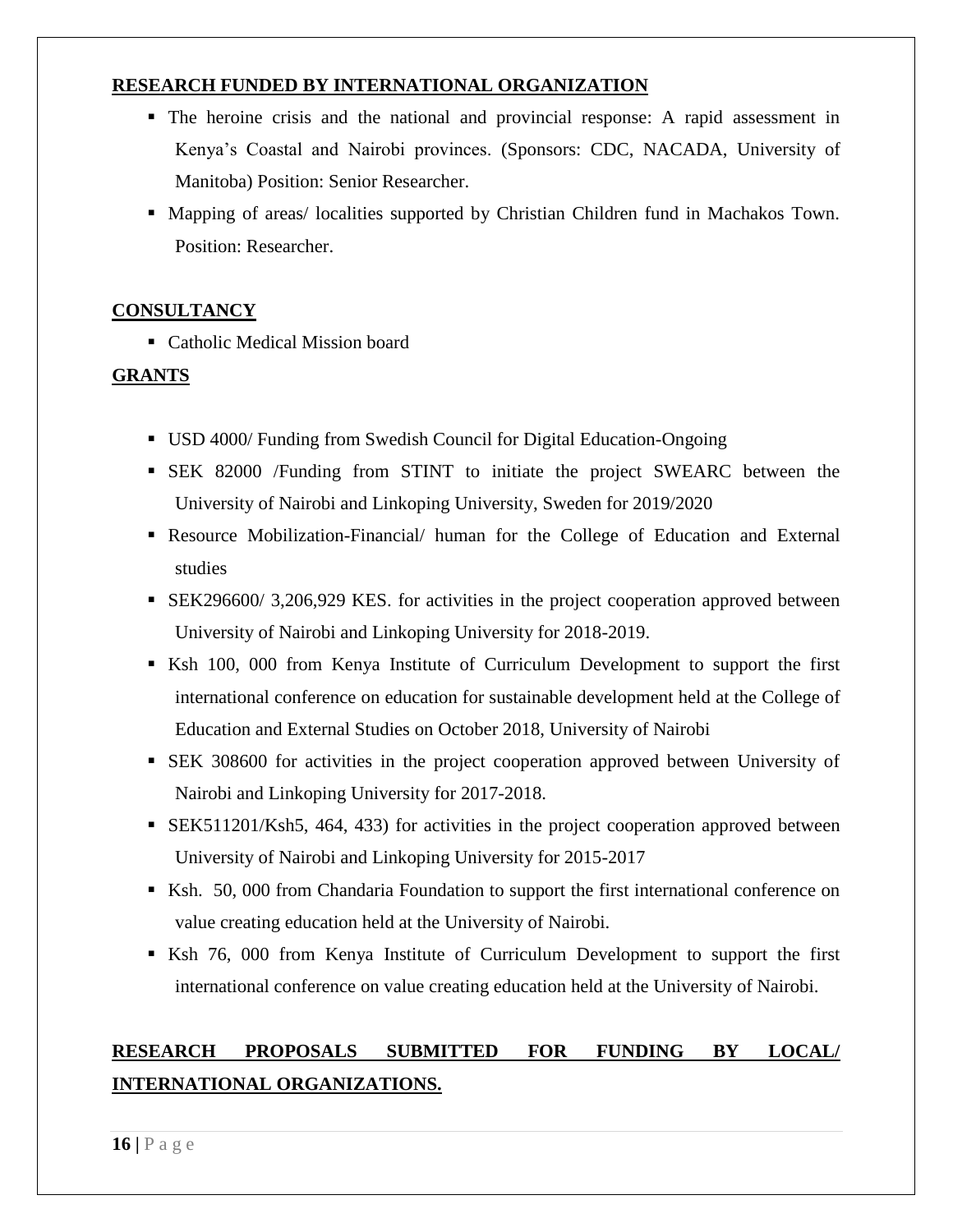## RESEARCH FUNDED BY INTERNATIONAL ORGANIZATION

- The heroine crisis and the national and provincial response: A rapid assessment in Kenya's Coastal and Nairobi provinces. (Sponsors: CDC, NACADA, University of Manitoba) Position: Senior Researcher.
- Mapping of areas/ localities supported by Christian Children fund in Machakos Town. Position: Researcher.

## CONSULTANCY

- Catholic Medical Mission board

## GRANTS

- USD 4000/ Funding from Swedish Council for Digital Education-Ongoing
- SEK 82000 /Funding from STINT to initiate the project SWEARC between the University of Nairobi and Linkoping University, Sweden for 2019/2020
- Resource Mobilization-Financial/ human for the College of Education and External studies
- SEK296600/ 3,206,929 KES. for activities in the project cooperation approved between University of Nairobi and Linkoping University for 2018-2019.
- Ksh 100, 000 from Kenya Institute of Curriculum Development to support the first international conference on education for sustainable development held at the College of Education and External Studies on October 2018, University of Nairobi
- SEK 308600 for activities in the project cooperation approved between University of Nairobi and Linkoping University for 2017-2018.
- SEK511201/Ksh5, 464, 433) for activities in the project cooperation approved between University of Nairobi and Linkoping University for 2015-2017
- Ksh. 50, 000 from Chandaria Foundation to support the first international conference on value creating education held at the University of Nairobi.
- Ksh 76, 000 from Kenya Institute of Curriculum Development to support the first international conference on value creating education held at the University of Nairobi.

## RESEARCH PROPOSALS SUBMITTED FOR FUNDING BY LOCAL/ INTERNATIONAL ORGANIZATIONS.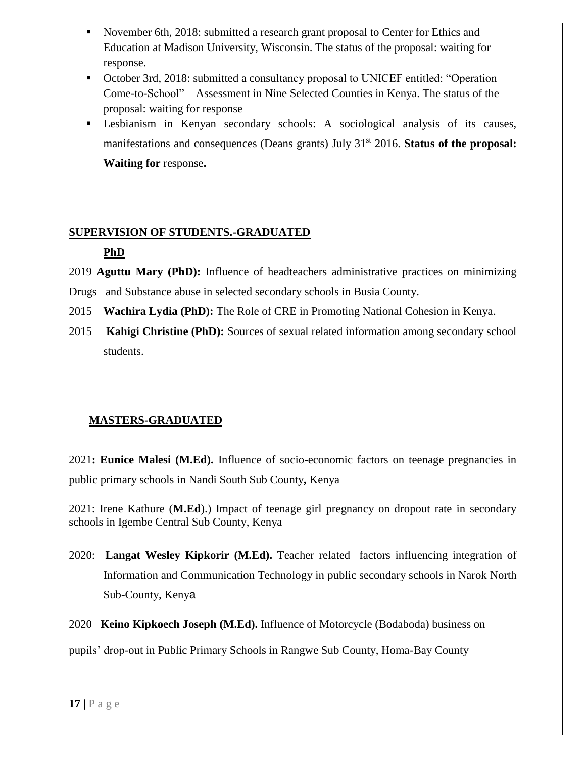- November 6th, 2018: submitted a research grant proposal to Center for Ethics and Education at Madison University, Wisconsin. The status of the proposal: waiting for response.
- October 3rd, 2018: submitted a consultancy proposal to UNICEF entitled: "Operation Come-to-School" – Assessment in Nine Selected Counties in Kenya. The status of the proposal: waiting for response
- Lesbianism in Kenyan secondary schools: A sociological analysis of its causes, manifestations and consequences (Deans grants) July 31st 2016. **Status of the proposal: Waiting for** response**.**

## SUPERVISION OF STUDENTS.-GRADUATED

### PhD

2019 **Aguttu Mary (PhD):** Influence of headteachers administrative practices on minimizing Drugs and Substance abuse in selected secondary schools in Busia County.

2015 **Wachira Lydia (PhD):** The Role of CRE in Promoting National Cohesion in Kenya.

2015 **Kahigi Christine (PhD):** Sources of sexual related information among secondary school students.

### MASTERS-GRADUATED

2021**: Eunice Malesi (M.Ed).** Influence of socio-economic factors on teenage pregnancies in public primary schools in Nandi South Sub County**,** Kenya

2021: Irene Kathure (**M.Ed**).) Impact of teenage girl pregnancy on dropout rate in secondary schools in Igembe Central Sub County, Kenya

2020: **Langat Wesley Kipkorir (M.Ed).** Teacher related factors influencing integration of Information and Communication Technology in public secondary schools in Narok North Sub-County, Kenya

2020 **Keino Kipkoech Joseph (M.Ed).** Influence of Motorcycle (Bodaboda) business on pupils' drop-out in Public Primary Schools in Rangwe Sub County, Homa-Bay County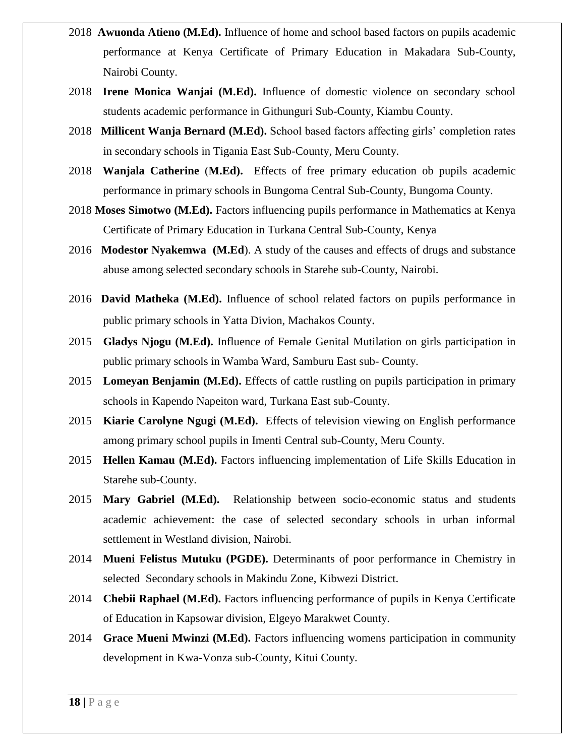2018 **Awuonda Atieno (M.Ed).** Influence of home and school based factors on pupils academic performance at Kenya Certificate of Primary Education in Makadara Sub-County, Nairobi County.

2018 **Irene Monica Wanjai (M.Ed).** Influence of domestic violence on secondary school students academic performance in Githunguri Sub-County, Kiambu County.

2018 **Millicent Wanja Bernard (M.Ed).** School based factors affecting girls' completion rates in secondary schools in Tigania East Sub-County, Meru County.

2018 **Wanjala Catherine** (**M.Ed).** Effects of free primary education ob pupils academic performance in primary schools in Bungoma Central Sub-County, Bungoma County.

2018 **Moses Simotwo (M.Ed).** Factors influencing pupils performance in Mathematics at Kenya Certificate of Primary Education in Turkana Central Sub-County, Kenya

2016 **Modestor Nyakemwa (M.Ed**). A study of the causes and effects of drugs and substance abuse among selected secondary schools in Starehe sub-County, Nairobi.

2016 **David Matheka (M.Ed).** Influence of school related factors on pupils performance in public primary schools in Yatta Divion, Machakos County.

2015 **Gladys Njogu (M.Ed).** Influence of Female Genital Mutilation on girls participation in public primary schools in Wamba Ward, Samburu East sub- County.

2015 **Lomeyan Benjamin (M.Ed).** Effects of cattle rustling on pupils participation in primary schools in Kapendo Napeiton ward, Turkana East sub-County.

2015 **Kiarie Carolyne Ngugi (M.Ed).** Effects of television viewing on English performance among primary school pupils in Imenti Central sub-County, Meru County.

2015 **Hellen Kamau (M.Ed).** Factors influencing implementation of Life Skills Education in Starehe sub-County.

2015 **Mary Gabriel (M.Ed).** Relationship between socio-economic status and students academic achievement: the case of selected secondary schools in urban informal settlement in Westland division, Nairobi.

2014 **Mueni Felistus Mutuku (PGDE).** Determinants of poor performance in Chemistry in selected Secondary schools in Makindu Zone, Kibwezi District.

2014 **Chebii Raphael (M.Ed).** Factors influencing performance of pupils in Kenya Certificate of Education in Kapsowar division, Elgeyo Marakwet County.

2014 **Grace Mueni Mwinzi (M.Ed).** Factors influencing womens participation in community development in Kwa-Vonza sub-County, Kitui County.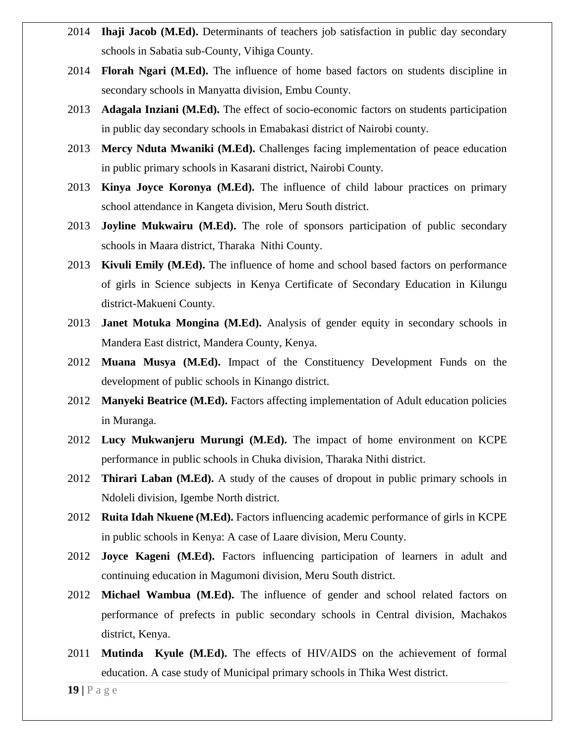2014 **Ihaji Jacob (M.Ed).** Determinants of teachers job satisfaction in public day secondary schools in Sabatia sub-County, Vihiga County.

2014 **Florah Ngari (M.Ed).** The influence of home based factors on students discipline in secondary schools in Manyatta division, Embu County.

2013 **Adagala Inziani (M.Ed).** The effect of socio-economic factors on students participation in public day secondary schools in Emabakasi district of Nairobi county.

2013 **Mercy Nduta Mwaniki (M.Ed).** Challenges facing implementation of peace education in public primary schools in Kasarani district, Nairobi County.

2013 **Kinya Joyce Koronya (M.Ed).** The influence of child labour practices on primary school attendance in Kangeta division, Meru South district.

2013 **Joyline Mukwairu (M.Ed).** The role of sponsors participation of public secondary schools in Maara district, Tharaka Nithi County.

2013 **Kivuli Emily (M.Ed).** The influence of home and school based factors on performance of girls in Science subjects in Kenya Certificate of Secondary Education in Kilungu district-Makueni County.

2013 **Janet Motuka Mongina (M.Ed).** Analysis of gender equity in secondary schools in Mandera East district, Mandera County, Kenya.

2012 **Muana Musya (M.Ed).** Impact of the Constituency Development Funds on the development of public schools in Kinango district.

2012 **Manyeki Beatrice (M.Ed).** Factors affecting implementation of Adult education policies in Muranga.

2012 **Lucy Mukwanjeru Murungi (M.Ed).** The impact of home environment on KCPE performance in public schools in Chuka division, Tharaka Nithi district.

2012 **Thirari Laban (M.Ed).** A study of the causes of dropout in public primary schools in Ndoleli division, Igembe North district.

2012 **Ruita Idah Nkuene (M.Ed).** Factors influencing academic performance of girls in KCPE in public schools in Kenya: A case of Laare division, Meru County.

2012 **Joyce Kageni (M.Ed).** Factors influencing participation of learners in adult and continuing education in Magumoni division, Meru South district.

2012 **Michael Wambua (M.Ed).** The influence of gender and school related factors on performance of prefects in public secondary schools in Central division, Machakos district, Kenya.

2011 **Mutinda Kyule (M.Ed).** The effects of HIV/AIDS on the achievement of formal education. A case study of Municipal primary schools in Thika West district.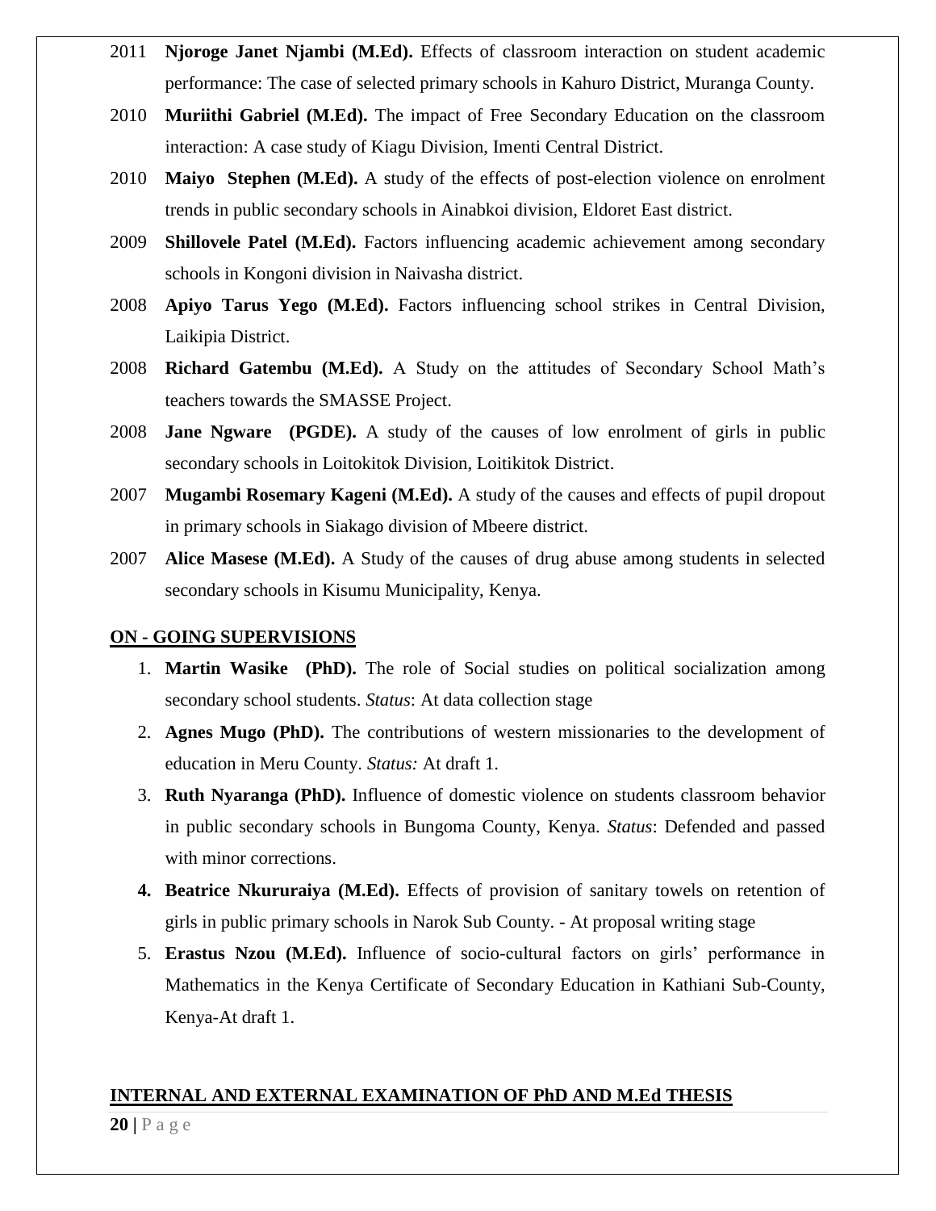2011 **Njoroge Janet Njambi (M.Ed).** Effects of classroom interaction on student academic performance: The case of selected primary schools in Kahuro District, Muranga County.

2010 **Muriithi Gabriel (M.Ed).** The impact of Free Secondary Education on the classroom interaction: A case study of Kiagu Division, Imenti Central District.

2010 **Maiyo Stephen (M.Ed).** A study of the effects of post-election violence on enrolment trends in public secondary schools in Ainabkoi division, Eldoret East district.

2009 **Shillovele Patel (M.Ed).** Factors influencing academic achievement among secondary schools in Kongoni division in Naivasha district.

2008 **Apiyo Tarus Yego (M.Ed).** Factors influencing school strikes in Central Division, Laikipia District.

2008 **Richard Gatembu (M.Ed).** A Study on the attitudes of Secondary School Math's teachers towards the SMASSE Project.

2008 **Jane Ngware (PGDE).** A study of the causes of low enrolment of girls in public secondary schools in Loitokitok Division, Loitikitok District.

2007 **Mugambi Rosemary Kageni (M.Ed).** A study of the causes and effects of pupil dropout in primary schools in Siakago division of Mbeere district.

2007 **Alice Masese (M.Ed).** A Study of the causes of drug abuse among students in selected secondary schools in Kisumu Municipality, Kenya.

## ON - GOING SUPERVISIONS

1. **Martin Wasike (PhD).** The role of Social studies on political socialization among secondary school students. *Status*: At data collection stage
2. **Agnes Mugo (PhD).** The contributions of western missionaries to the development of education in Meru County. *Status:* At draft 1.
3. **Ruth Nyaranga (PhD).** Influence of domestic violence on students classroom behavior in public secondary schools in Bungoma County, Kenya. *Status*: Defended and passed with minor corrections.
4. **Beatrice Nkururaiya (M.Ed).** Effects of provision of sanitary towels on retention of girls in public primary schools in Narok Sub County. - At proposal writing stage
5. **Erastus Nzou (M.Ed).** Influence of socio-cultural factors on girls' performance in Mathematics in the Kenya Certificate of Secondary Education in Kathiani Sub-County, Kenya-At draft 1.

## INTERNAL AND EXTERNAL EXAMINATION OF PhD AND M.Ed THESIS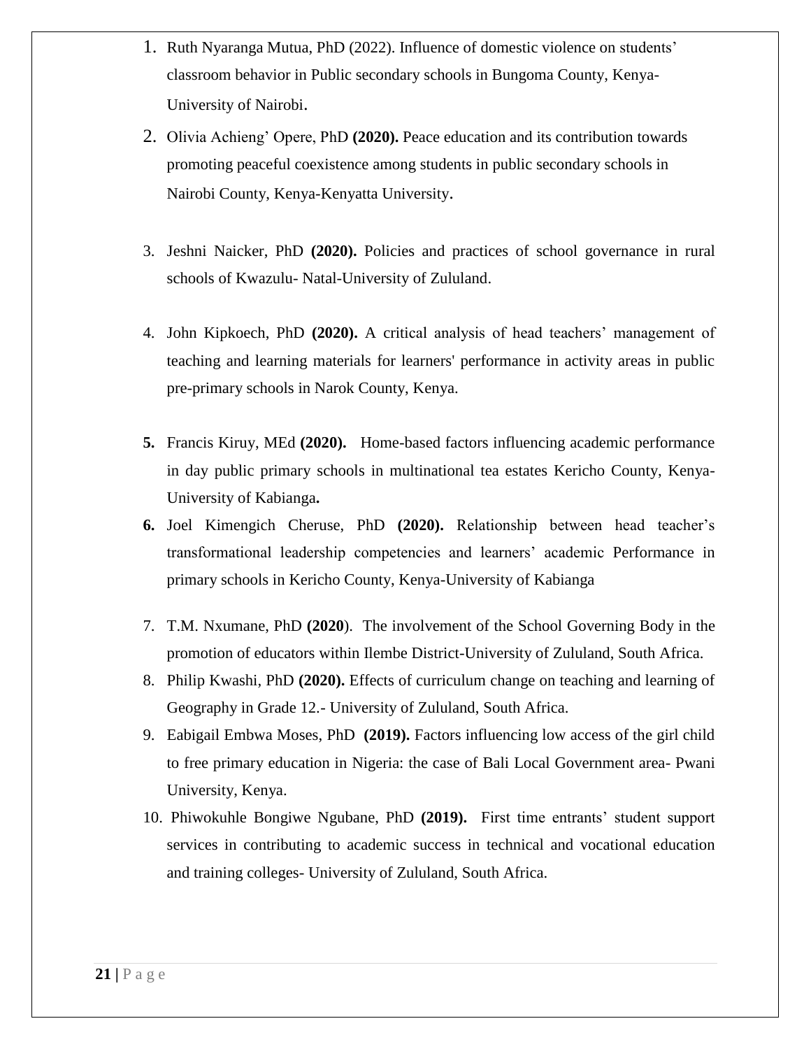1. Ruth Nyaranga Mutua, PhD (2022). Influence of domestic violence on students' classroom behavior in Public secondary schools in Bungoma County, Kenya-University of Nairobi.
2. Olivia Achieng' Opere, PhD **(2020).** Peace education and its contribution towards promoting peaceful coexistence among students in public secondary schools in Nairobi County, Kenya-Kenyatta University.
3. Jeshni Naicker, PhD **(2020).** Policies and practices of school governance in rural schools of Kwazulu- Natal-University of Zululand.
4. John Kipkoech, PhD **(2020).** A critical analysis of head teachers' management of teaching and learning materials for learners' performance in activity areas in public pre-primary schools in Narok County, Kenya.
5. Francis Kiruy, MEd **(2020).** Home-based factors influencing academic performance in day public primary schools in multinational tea estates Kericho County, Kenya-University of Kabianga**.**
6. Joel Kimengich Cheruse, PhD **(2020).** Relationship between head teacher's transformational leadership competencies and learners' academic Performance in primary schools in Kericho County, Kenya-University of Kabianga
7. T.M. Nxumane, PhD **(2020**). The involvement of the School Governing Body in the promotion of educators within Ilembe District-University of Zululand, South Africa.
8. Philip Kwashi, PhD **(2020).** Effects of curriculum change on teaching and learning of Geography in Grade 12.- University of Zululand, South Africa.
9. Eabigail Embwa Moses, PhD **(2019).** Factors influencing low access of the girl child to free primary education in Nigeria: the case of Bali Local Government area- Pwani University, Kenya.
10. Phiwokuhle Bongiwe Ngubane, PhD **(2019).** First time entrants' student support services in contributing to academic success in technical and vocational education and training colleges- University of Zululand, South Africa.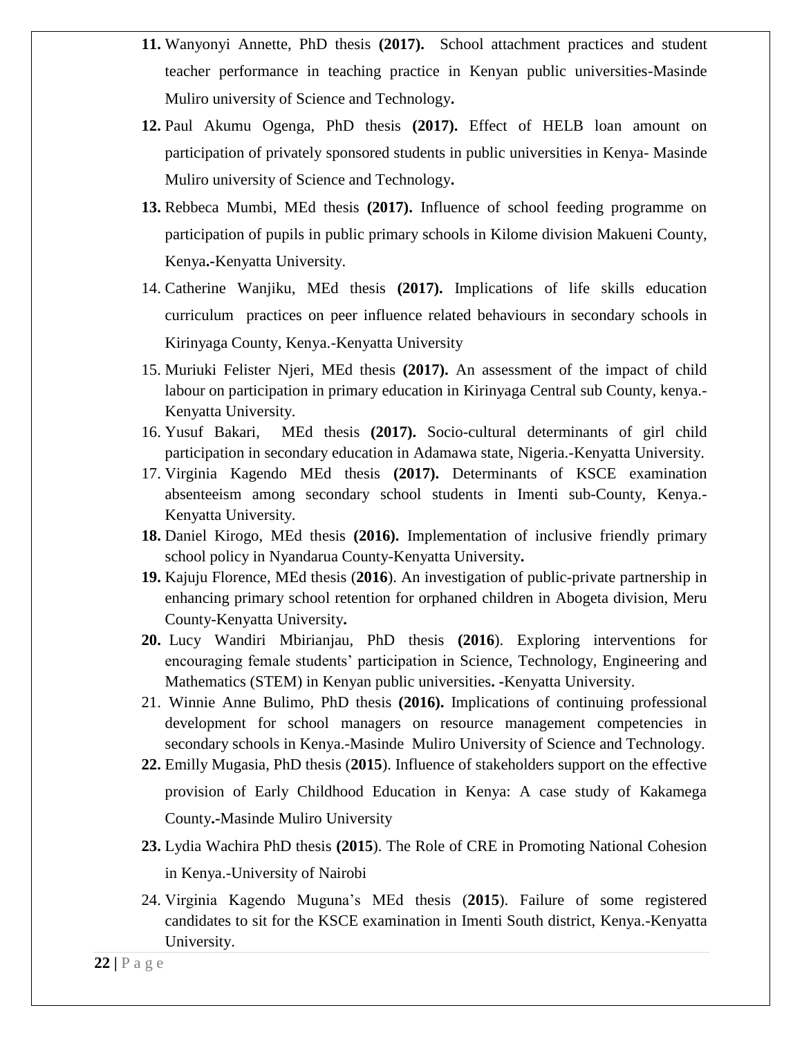11. Wanyonyi Annette, PhD thesis **(2017).** School attachment practices and student teacher performance in teaching practice in Kenyan public universities-Masinde Muliro university of Science and Technology**.**
12. Paul Akumu Ogenga, PhD thesis **(2017).** Effect of HELB loan amount on participation of privately sponsored students in public universities in Kenya- Masinde Muliro university of Science and Technology**.**
13. Rebbeca Mumbi, MEd thesis **(2017).** Influence of school feeding programme on participation of pupils in public primary schools in Kilome division Makueni County, Kenya**.-**Kenyatta University.
14. Catherine Wanjiku, MEd thesis **(2017).** Implications of life skills education curriculum practices on peer influence related behaviours in secondary schools in Kirinyaga County, Kenya.-Kenyatta University
15. Muriuki Felister Njeri, MEd thesis **(2017).** An assessment of the impact of child labour on participation in primary education in Kirinyaga Central sub County, kenya.-Kenyatta University.
16. Yusuf Bakari, MEd thesis **(2017).** Socio-cultural determinants of girl child participation in secondary education in Adamawa state, Nigeria.-Kenyatta University.
17. Virginia Kagendo MEd thesis **(2017).** Determinants of KSCE examination absenteeism among secondary school students in Imenti sub-County, Kenya.-Kenyatta University.
18. Daniel Kirogo, MEd thesis **(2016).** Implementation of inclusive friendly primary school policy in Nyandarua County-Kenyatta University**.**
19. Kajuju Florence, MEd thesis (**2016**). An investigation of public-private partnership in enhancing primary school retention for orphaned children in Abogeta division, Meru County-Kenyatta University**.**
20. Lucy Wandiri Mbirianjau, PhD thesis **(2016**). Exploring interventions for encouraging female students' participation in Science, Technology, Engineering and Mathematics (STEM) in Kenyan public universities**.** -Kenyatta University.
21. Winnie Anne Bulimo, PhD thesis **(2016).** Implications of continuing professional development for school managers on resource management competencies in secondary schools in Kenya.-Masinde Muliro University of Science and Technology.
22. Emilly Mugasia, PhD thesis (**2015**). Influence of stakeholders support on the effective provision of Early Childhood Education in Kenya: A case study of Kakamega County**.-**Masinde Muliro University
23. Lydia Wachira PhD thesis **(2015**). The Role of CRE in Promoting National Cohesion in Kenya.-University of Nairobi
24. Virginia Kagendo Muguna's MEd thesis (**2015**). Failure of some registered candidates to sit for the KSCE examination in Imenti South district, Kenya.-Kenyatta University.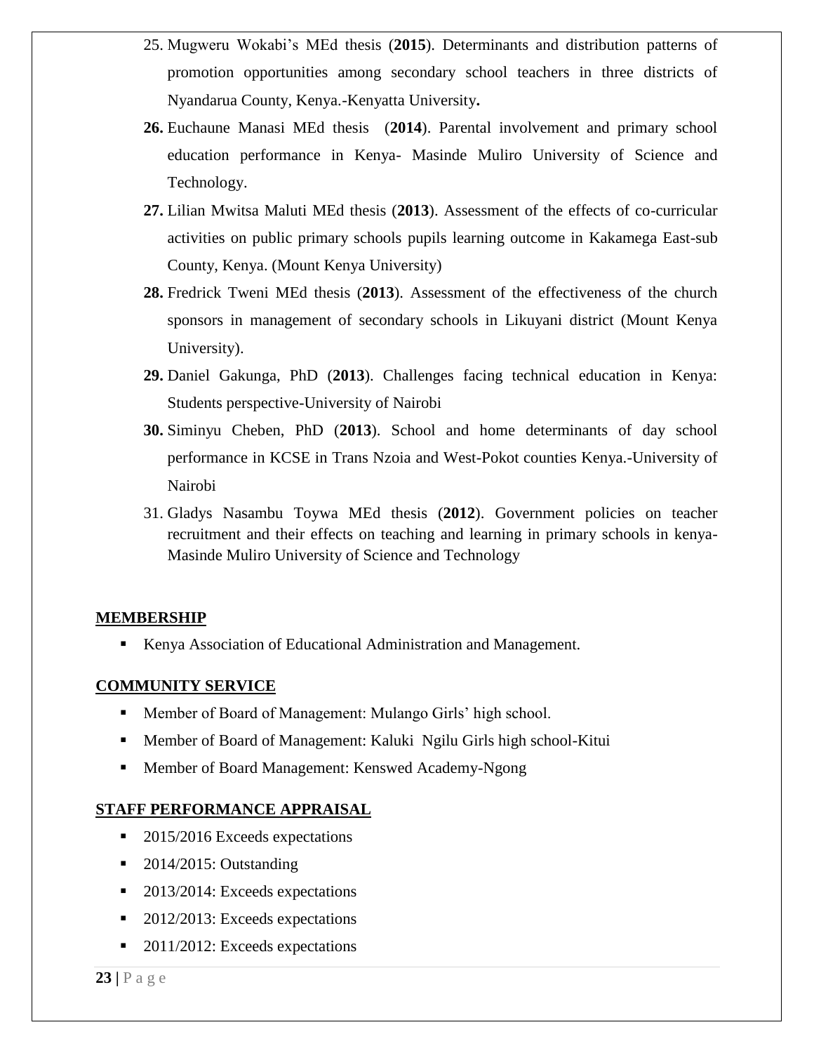25. Mugweru Wokabi's MEd thesis (**2015**). Determinants and distribution patterns of promotion opportunities among secondary school teachers in three districts of Nyandarua County, Kenya.-Kenyatta University**.**
26. Euchaune Manasi MEd thesis (**2014**). Parental involvement and primary school education performance in Kenya- Masinde Muliro University of Science and Technology.
27. Lilian Mwitsa Maluti MEd thesis (**2013**). Assessment of the effects of co-curricular activities on public primary schools pupils learning outcome in Kakamega East-sub County, Kenya. (Mount Kenya University)
28. Fredrick Tweni MEd thesis (**2013**). Assessment of the effectiveness of the church sponsors in management of secondary schools in Likuyani district (Mount Kenya University).
29. Daniel Gakunga, PhD (**2013**). Challenges facing technical education in Kenya: Students perspective-University of Nairobi
30. Siminyu Cheben, PhD (**2013**). School and home determinants of day school performance in KCSE in Trans Nzoia and West-Pokot counties Kenya.-University of Nairobi
31. Gladys Nasambu Toywa MEd thesis (**2012**). Government policies on teacher recruitment and their effects on teaching and learning in primary schools in kenya-Masinde Muliro University of Science and Technology

## MEMBERSHIP

- Kenya Association of Educational Administration and Management.

## COMMUNITY SERVICE

- Member of Board of Management: Mulango Girls' high school.
- Member of Board of Management: Kaluki Ngilu Girls high school-Kitui
- Member of Board Management: Kenswed Academy-Ngong

## STAFF PERFORMANCE APPRAISAL

- 2015/2016 Exceeds expectations
- 2014/2015: Outstanding
- 2013/2014: Exceeds expectations
- 2012/2013: Exceeds expectations
- 2011/2012: Exceeds expectations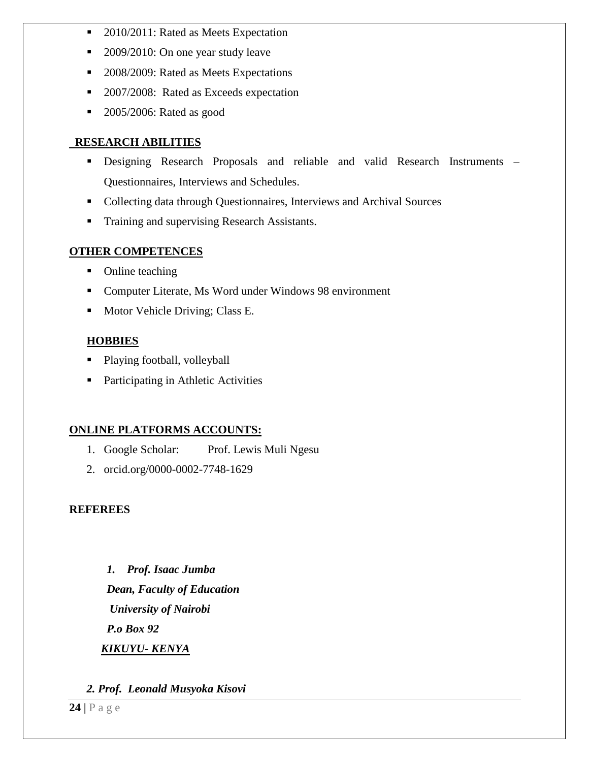- 2010/2011: Rated as Meets Expectation
- 2009/2010: On one year study leave
- 2008/2009: Rated as Meets Expectations
- 2007/2008: Rated as Exceeds expectation
- 2005/2006: Rated as good

## RESEARCH ABILITIES

- Designing Research Proposals and reliable and valid Research Instruments – Questionnaires, Interviews and Schedules.
- Collecting data through Questionnaires, Interviews and Archival Sources
- Training and supervising Research Assistants.

## OTHER COMPETENCES

- Online teaching
- Computer Literate, Ms Word under Windows 98 environment
- Motor Vehicle Driving; Class E.

## HOBBIES

- Playing football, volleyball
- Participating in Athletic Activities

## ONLINE PLATFORMS ACCOUNTS:

1. Google Scholar: Prof. Lewis Muli Ngesu
2. orcid.org/0000-0002-7748-1629

## REFEREES

***1. Prof. Isaac Jumba***
***Dean, Faculty of Education***
***University of Nairobi***
***P.o Box 92***
***KIKUYU- KENYA***

***2. Prof. Leonald Musyoka Kisovi***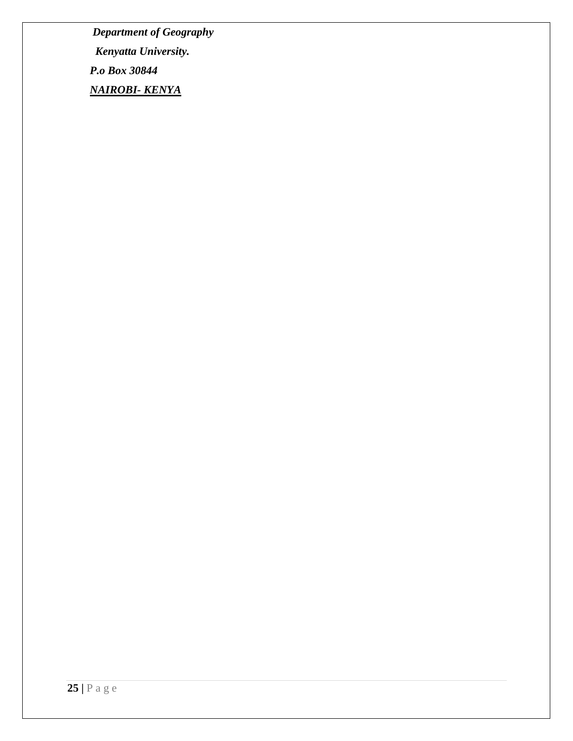***Department of Geography***

***Kenyatta University.***

***P.o Box 30844***

***NAIROBI- KENYA***